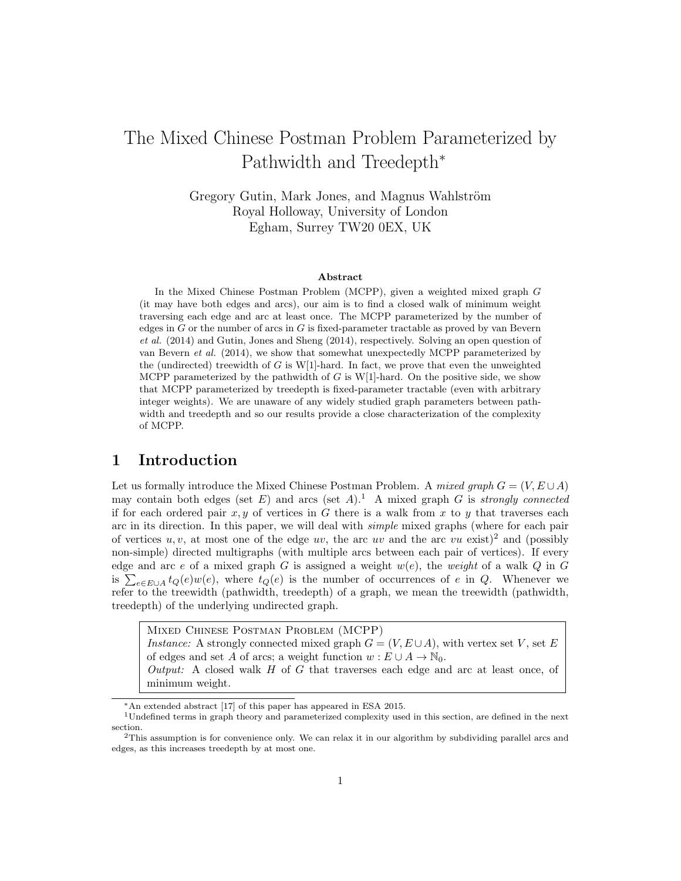# The Mixed Chinese Postman Problem Parameterized by Pathwidth and Treedepth*

Gregory Gutin, Mark Jones, and Magnus Wahlström
Royal Holloway, University of London
Egham, Surrey TW20 0EX, UK

### Abstract

In the Mixed Chinese Postman Problem (MCPP), given a weighted mixed graph $G$ (it may have both edges and arcs), our aim is to find a closed walk of minimum weight traversing each edge and arc at least once. The MCPP parameterized by the number of edges in $G$ or the number of arcs in $G$ is fixed-parameter tractable as proved by van Bevern *et al.* (2014) and Gutin, Jones and Sheng (2014), respectively. Solving an open question of van Bevern *et al.* (2014), we show that somewhat unexpectedly MCPP parameterized by the (undirected) treewidth of $G$ is W[1]-hard. In fact, we prove that even the unweighted MCPP parameterized by the pathwidth of $G$ is W[1]-hard. On the positive side, we show that MCPP parameterized by treedepth is fixed-parameter tractable (even with arbitrary integer weights). We are unaware of any widely studied graph parameters between pathwidth and treedepth and so our results provide a close characterization of the complexity of MCPP.

## 1 Introduction

Let us formally introduce the Mixed Chinese Postman Problem. A *mixed graph* $G = (V, E \cup A)$ may contain both edges (set $E$) and arcs (set $A$).[1] A mixed graph $G$ is *strongly connected* if for each ordered pair $x, y$ of vertices in $G$ there is a walk from $x$ to $y$ that traverses each arc in its direction. In this paper, we will deal with *simple* mixed graphs (where for each pair of vertices $u, v$, at most one of the edge $uv$, the arc $uv$ and the arc $vu$ exist)[2] and (possibly non-simple) directed multigraphs (with multiple arcs between each pair of vertices). If every edge and arc $e$ of a mixed graph $G$ is assigned a weight $w(e)$, the *weight* of a walk $Q$ in $G$ is $\sum_{e \in E \cup A} t_Q(e)w(e)$, where $t_Q(e)$ is the number of occurrences of $e$ in $Q$. Whenever we refer to the treewidth (pathwidth, treedepth) of a graph, we mean the treewidth (pathwidth, treedepth) of the underlying undirected graph.

> Mixed Chinese Postman Problem (MCPP)
> *Instance:* A strongly connected mixed graph $G = (V, E \cup A)$, with vertex set $V$, set $E$ of edges and set $A$ of arcs; a weight function $w : E \cup A \to \mathbb{N}_0$.
> *Output:* A closed walk $H$ of $G$ that traverses each edge and arc at least once, of minimum weight.

---

*An extended abstract [17] of this paper has appeared in ESA 2015.

[1] Undefined terms in graph theory and parameterized complexity used in this section, are defined in the next section.

[2] This assumption is for convenience only. We can relax it in our algorithm by subdividing parallel arcs and edges, as this increases treedepth by at most one.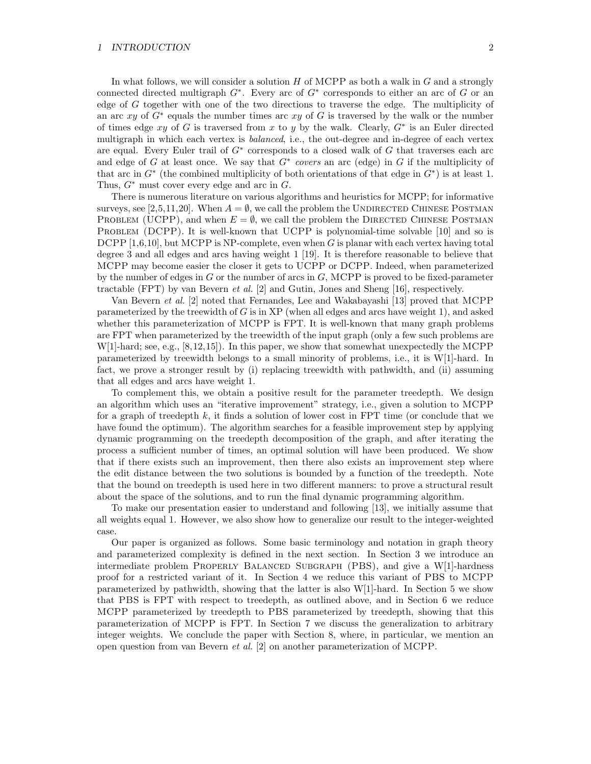In what follows, we will consider a solution $H$ of MCPP as both a walk in $G$ and a strongly connected directed multigraph $G^*$. Every arc of $G^*$ corresponds to either an arc of $G$ or an edge of $G$ together with one of the two directions to traverse the edge. The multiplicity of an arc $xy$ of $G^*$ equals the number times arc $xy$ of $G$ is traversed by the walk or the number of times edge $xy$ of $G$ is traversed from $x$ to $y$ by the walk. Clearly, $G^*$ is an Euler directed multigraph in which each vertex is *balanced*, i.e., the out-degree and in-degree of each vertex are equal. Every Euler trail of $G^*$ corresponds to a closed walk of $G$ that traverses each arc and edge of $G$ at least once. We say that $G^*$ *covers* an arc (edge) in $G$ if the multiplicity of that arc in $G^*$ (the combined multiplicity of both orientations of that edge in $G^*$) is at least 1. Thus, $G^*$ must cover every edge and arc in $G$.

There is numerous literature on various algorithms and heuristics for MCPP; for informative surveys, see [2,5,11,20]. When $A = \emptyset$, we call the problem the Undirected Chinese Postman Problem (UCPP), and when $E = \emptyset$, we call the problem the Directed Chinese Postman Problem (DCPP). It is well-known that UCPP is polynomial-time solvable [10] and so is DCPP [1,6,10], but MCPP is NP-complete, even when $G$ is planar with each vertex having total degree 3 and all edges and arcs having weight 1 [19]. It is therefore reasonable to believe that MCPP may become easier the closer it gets to UCPP or DCPP. Indeed, when parameterized by the number of edges in $G$ or the number of arcs in $G$, MCPP is proved to be fixed-parameter tractable (FPT) by van Bevern *et al.* [2] and Gutin, Jones and Sheng [16], respectively.

Van Bevern *et al.* [2] noted that Fernandes, Lee and Wakabayashi [13] proved that MCPP parameterized by the treewidth of $G$ is in XP (when all edges and arcs have weight 1), and asked whether this parameterization of MCPP is FPT. It is well-known that many graph problems are FPT when parameterized by the treewidth of the input graph (only a few such problems are W[1]-hard; see, e.g., [8,12,15]). In this paper, we show that somewhat unexpectedly the MCPP parameterized by treewidth belongs to a small minority of problems, i.e., it is W[1]-hard. In fact, we prove a stronger result by (i) replacing treewidth with pathwidth, and (ii) assuming that all edges and arcs have weight 1.

To complement this, we obtain a positive result for the parameter treedepth. We design an algorithm which uses an "iterative improvement" strategy, i.e., given a solution to MCPP for a graph of treedepth $k$, it finds a solution of lower cost in FPT time (or conclude that we have found the optimum). The algorithm searches for a feasible improvement step by applying dynamic programming on the treedepth decomposition of the graph, and after iterating the process a sufficient number of times, an optimal solution will have been produced. We show that if there exists such an improvement, then there also exists an improvement step where the edit distance between the two solutions is bounded by a function of the treedepth. Note that the bound on treedepth is used here in two different manners: to prove a structural result about the space of the solutions, and to run the final dynamic programming algorithm.

To make our presentation easier to understand and following [13], we initially assume that all weights equal 1. However, we also show how to generalize our result to the integer-weighted case.

Our paper is organized as follows. Some basic terminology and notation in graph theory and parameterized complexity is defined in the next section. In Section 3 we introduce an intermediate problem Properly Balanced Subgraph (PBS), and give a W[1]-hardness proof for a restricted variant of it. In Section 4 we reduce this variant of PBS to MCPP parameterized by pathwidth, showing that the latter is also W[1]-hard. In Section 5 we show that PBS is FPT with respect to treedepth, as outlined above, and in Section 6 we reduce MCPP parameterized by treedepth to PBS parameterized by treedepth, showing that this parameterization of MCPP is FPT. In Section 7 we discuss the generalization to arbitrary integer weights. We conclude the paper with Section 8, where, in particular, we mention an open question from van Bevern *et al.* [2] on another parameterization of MCPP.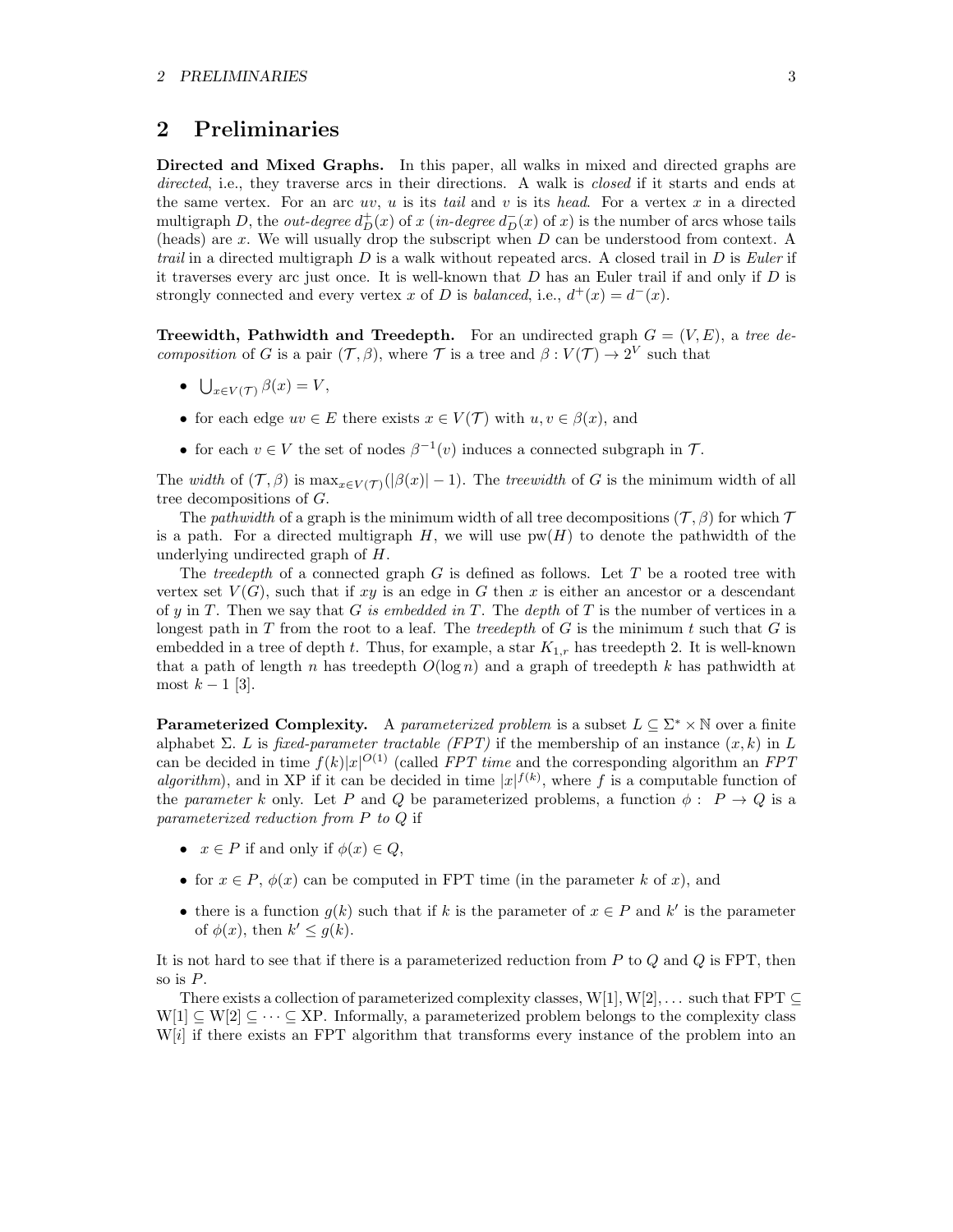## 2 Preliminaries

**Directed and Mixed Graphs.** In this paper, all walks in mixed and directed graphs are *directed*, i.e., they traverse arcs in their directions. A walk is *closed* if it starts and ends at the same vertex. For an arc $uv$, $u$ is its *tail* and $v$ is its *head*. For a vertex $x$ in a directed multigraph $D$, the *out-degree* $d^+_D(x)$ of $x$ (*in-degree* $d^-_D(x)$ of $x$) is the number of arcs whose tails (heads) are $x$. We will usually drop the subscript when $D$ can be understood from context. A *trail* in a directed multigraph $D$ is a walk without repeated arcs. A closed trail in $D$ is *Euler* if it traverses every arc just once. It is well-known that $D$ has an Euler trail if and only if $D$ is strongly connected and every vertex $x$ of $D$ is *balanced*, i.e., $d^+(x) = d^-(x)$.

**Treewidth, Pathwidth and Treedepth.** For an undirected graph $G = (V, E)$, a *tree decomposition* of $G$ is a pair $(\mathcal{T}, \beta)$, where $\mathcal{T}$ is a tree and $\beta : V(\mathcal{T}) \to 2^V$ such that

- $\bigcup_{x \in V(\mathcal{T})} \beta(x) = V$,
- for each edge $uv \in E$ there exists $x \in V(\mathcal{T})$ with $u, v \in \beta(x)$, and
- for each $v \in V$ the set of nodes $\beta^{-1}(v)$ induces a connected subgraph in $\mathcal{T}$.

The *width* of $(\mathcal{T}, \beta)$ is $\max_{x \in V(\mathcal{T})}(|\beta(x)| - 1)$. The *treewidth* of $G$ is the minimum width of all tree decompositions of $G$.

The *pathwidth* of a graph is the minimum width of all tree decompositions $(\mathcal{T}, \beta)$ for which $\mathcal{T}$ is a path. For a directed multigraph $H$, we will use $\text{pw}(H)$ to denote the pathwidth of the underlying undirected graph of $H$.

The *treedepth* of a connected graph $G$ is defined as follows. Let $T$ be a rooted tree with vertex set $V(G)$, such that if $xy$ is an edge in $G$ then $x$ is either an ancestor or a descendant of $y$ in $T$. Then we say that $G$ *is embedded in* $T$. The *depth* of $T$ is the number of vertices in a longest path in $T$ from the root to a leaf. The *treedepth* of $G$ is the minimum $t$ such that $G$ is embedded in a tree of depth $t$. Thus, for example, a star $K_{1,r}$ has treedepth 2. It is well-known that a path of length $n$ has treedepth $O(\log n)$ and a graph of treedepth $k$ has pathwidth at most $k - 1$ [3].

**Parameterized Complexity.** A *parameterized problem* is a subset $L \subseteq \Sigma^* \times \mathbb{N}$ over a finite alphabet $\Sigma$. $L$ is *fixed-parameter tractable (FPT)* if the membership of an instance $(x, k)$ in $L$ can be decided in time $f(k)|x|^{O(1)}$ (called *FPT time* and the corresponding algorithm an *FPT algorithm*), and in XP if it can be decided in time $|x|^{f(k)}$, where $f$ is a computable function of the *parameter* $k$ only. Let $P$ and $Q$ be parameterized problems, a function $\phi :\ P \to Q$ is a *parameterized reduction from $P$ to $Q$* if

- $x \in P$ if and only if $\phi(x) \in Q$,
- for $x \in P$, $\phi(x)$ can be computed in FPT time (in the parameter $k$ of $x$), and
- there is a function $g(k)$ such that if $k$ is the parameter of $x \in P$ and $k'$ is the parameter of $\phi(x)$, then $k' \leq g(k)$.

It is not hard to see that if there is a parameterized reduction from $P$ to $Q$ and $Q$ is FPT, then so is $P$.

There exists a collection of parameterized complexity classes, W[1], W[2], ... such that FPT $\subseteq$ W[1] $\subseteq$ W[2] $\subseteq \cdots \subseteq$ XP. Informally, a parameterized problem belongs to the complexity class W[$i$] if there exists an FPT algorithm that transforms every instance of the problem into an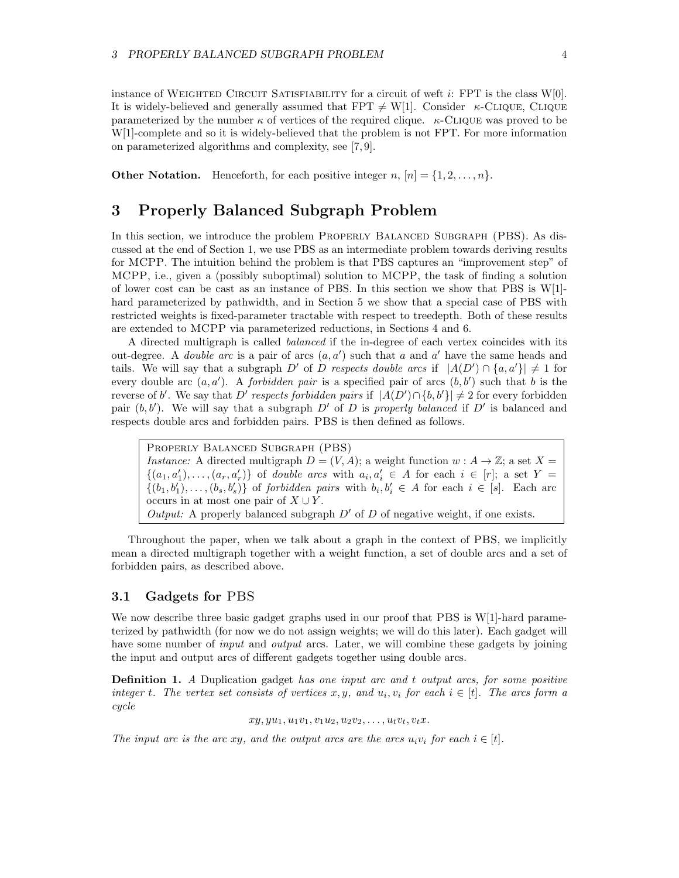instance of WEIGHTED CIRCUIT SATISFIABILITY for a circuit of weft $i$: FPT is the class W[0]. It is widely-believed and generally assumed that FPT $\neq$ W[1]. Consider $\kappa$-CLIQUE, CLIQUE parameterized by the number $\kappa$ of vertices of the required clique. $\kappa$-CLIQUE was proved to be W[1]-complete and so it is widely-believed that the problem is not FPT. For more information on parameterized algorithms and complexity, see [7, 9].

**Other Notation.** Henceforth, for each positive integer $n$, $[n] = \{1, 2, \dots, n\}$.

# 3 Properly Balanced Subgraph Problem

In this section, we introduce the problem PROPERLY BALANCED SUBGRAPH (PBS). As discussed at the end of Section 1, we use PBS as an intermediate problem towards deriving results for MCPP. The intuition behind the problem is that PBS captures an "improvement step" of MCPP, i.e., given a (possibly suboptimal) solution to MCPP, the task of finding a solution of lower cost can be cast as an instance of PBS. In this section we show that PBS is W[1]-hard parameterized by pathwidth, and in Section 5 we show that a special case of PBS with restricted weights is fixed-parameter tractable with respect to treedepth. Both of these results are extended to MCPP via parameterized reductions, in Sections 4 and 6.

A directed multigraph is called *balanced* if the in-degree of each vertex coincides with its out-degree. A *double arc* is a pair of arcs $(a, a')$ such that $a$ and $a'$ have the same heads and tails. We will say that a subgraph $D'$ of $D$ *respects double arcs* if $|A(D') \cap \{a, a'\}| \neq 1$ for every double arc $(a, a')$. A *forbidden pair* is a specified pair of arcs $(b, b')$ such that $b$ is the reverse of $b'$. We say that $D'$ *respects forbidden pairs* if $|A(D') \cap \{b, b'\}| \neq 2$ for every forbidden pair $(b, b')$. We will say that a subgraph $D'$ of $D$ is *properly balanced* if $D'$ is balanced and respects double arcs and forbidden pairs. PBS is then defined as follows.

> PROPERLY BALANCED SUBGRAPH (PBS)
> *Instance:* A directed multigraph $D = (V, A)$; a weight function $w : A \to \mathbb{Z}$; a set $X = \{(a_1, a'_1), \dots, (a_r, a'_r)\}$ of *double arcs* with $a_i, a'_i \in A$ for each $i \in [r]$; a set $Y = \{(b_1, b'_1), \dots, (b_s, b'_s)\}$ of *forbidden pairs* with $b_i, b'_i \in A$ for each $i \in [s]$. Each arc occurs in at most one pair of $X \cup Y$.
> *Output:* A properly balanced subgraph $D'$ of $D$ of negative weight, if one exists.

Throughout the paper, when we talk about a graph in the context of PBS, we implicitly mean a directed multigraph together with a weight function, a set of double arcs and a set of forbidden pairs, as described above.

## 3.1 Gadgets for PBS

We now describe three basic gadget graphs used in our proof that PBS is W[1]-hard parameterized by pathwidth (for now we do not assign weights; we will do this later). Each gadget will have some number of *input* and *output* arcs. Later, we will combine these gadgets by joining the input and output arcs of different gadgets together using double arcs.

**Definition 1.** *A* Duplication gadget *has one input arc and $t$ output arcs, for some positive integer $t$. The vertex set consists of vertices $x, y$, and $u_i, v_i$ for each $i \in [t]$. The arcs form a cycle*

$$xy, yu_1, u_1v_1, v_1u_2, u_2v_2, \dots, u_tv_t, v_tx.$$

*The input arc is the arc $xy$, and the output arcs are the arcs $u_iv_i$ for each $i \in [t]$.*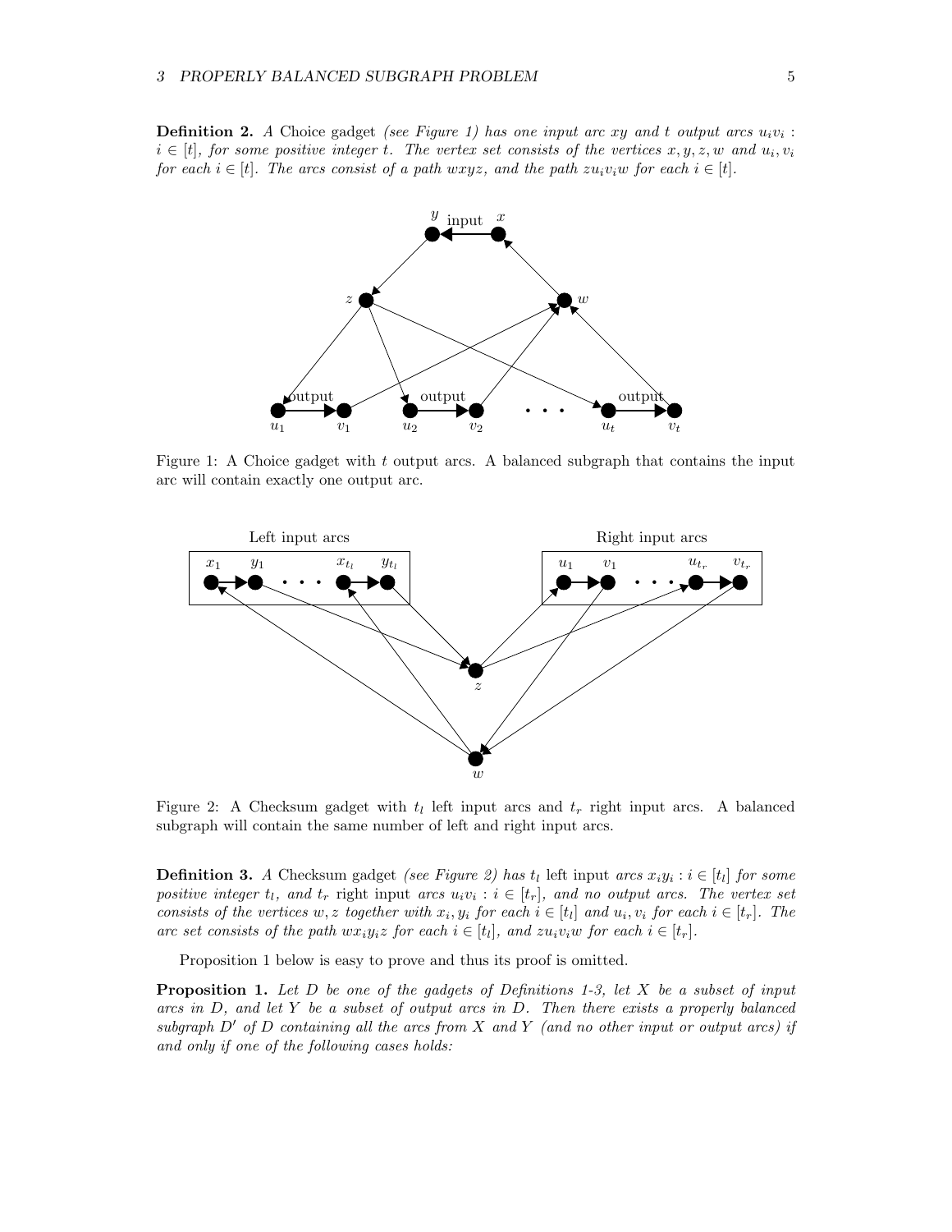**Definition 2.** *A* Choice gadget *(see Figure 1) has one input arc $xy$ and $t$ output arcs $u_iv_i : i \in [t]$, for some positive integer $t$. The vertex set consists of the vertices $x, y, z, w$ and $u_i, v_i$ for each $i \in [t]$. The arcs consist of a path $wxyz$, and the path $zu_iv_iw$ for each $i \in [t]$.*

Figure 1: A Choice gadget with $t$ output arcs. A balanced subgraph that contains the input arc will contain exactly one output arc.

Figure 2: A Checksum gadget with $t_l$ left input arcs and $t_r$ right input arcs. A balanced subgraph will contain the same number of left and right input arcs.

**Definition 3.** *A* Checksum gadget *(see Figure 2) has $t_l$* left input *arcs $x_iy_i : i \in [t_l]$ for some positive integer $t_l$, and $t_r$* right input *arcs $u_iv_i : i \in [t_r]$, and no output arcs. The vertex set consists of the vertices $w, z$ together with $x_i, y_i$ for each $i \in [t_l]$ and $u_i, v_i$ for each $i \in [t_r]$. The arc set consists of the path $wx_iy_iz$ for each $i \in [t_l]$, and $zu_iv_iw$ for each $i \in [t_r]$.*

Proposition 1 below is easy to prove and thus its proof is omitted.

**Proposition 1.** *Let $D$ be one of the gadgets of Definitions 1-3, let $X$ be a subset of input arcs in $D$, and let $Y$ be a subset of output arcs in $D$. Then there exists a properly balanced subgraph $D'$ of $D$ containing all the arcs from $X$ and $Y$ (and no other input or output arcs) if and only if one of the following cases holds:*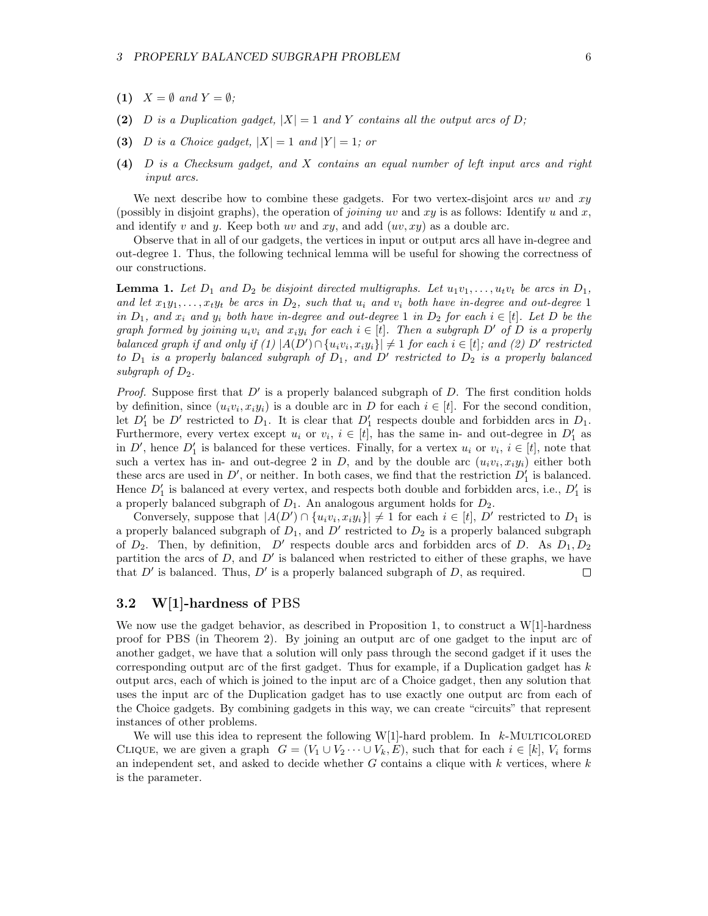**(1)** *$X = \emptyset$ and $Y = \emptyset$;*

**(2)** *$D$ is a Duplication gadget, $|X| = 1$ and $Y$ contains all the output arcs of $D$;*

**(3)** *$D$ is a Choice gadget, $|X| = 1$ and $|Y| = 1$; or*

**(4)** *$D$ is a Checksum gadget, and $X$ contains an equal number of left input arcs and right input arcs.*

We next describe how to combine these gadgets. For two vertex-disjoint arcs $uv$ and $xy$ (possibly in disjoint graphs), the operation of *joining* $uv$ and $xy$ is as follows: Identify $u$ and $x$, and identify $v$ and $y$. Keep both $uv$ and $xy$, and add $(uv, xy)$ as a double arc.

Observe that in all of our gadgets, the vertices in input or output arcs all have in-degree and out-degree 1. Thus, the following technical lemma will be useful for showing the correctness of our constructions.

**Lemma 1.** *Let $D_1$ and $D_2$ be disjoint directed multigraphs. Let $u_1v_1, \dots, u_tv_t$ be arcs in $D_1$, and let $x_1y_1, \dots, x_ty_t$ be arcs in $D_2$, such that $u_i$ and $v_i$ both have in-degree and out-degree 1 in $D_1$, and $x_i$ and $y_i$ both have in-degree and out-degree 1 in $D_2$ for each $i \in [t]$. Let $D$ be the graph formed by joining $u_iv_i$ and $x_iy_i$ for each $i \in [t]$. Then a subgraph $D'$ of $D$ is a properly balanced graph if and only if (1) $|A(D') \cap \{u_iv_i, x_iy_i\}| \neq 1$ for each $i \in [t]$; and (2) $D'$ restricted to $D_1$ is a properly balanced subgraph of $D_1$, and $D'$ restricted to $D_2$ is a properly balanced subgraph of $D_2$.*

*Proof.* Suppose first that $D'$ is a properly balanced subgraph of $D$. The first condition holds by definition, since $(u_iv_i, x_iy_i)$ is a double arc in $D$ for each $i \in [t]$. For the second condition, let $D'_1$ be $D'$ restricted to $D_1$. It is clear that $D'_1$ respects double and forbidden arcs in $D_1$. Furthermore, every vertex except $u_i$ or $v_i$, $i \in [t]$, has the same in- and out-degree in $D'_1$ as in $D'$, hence $D'_1$ is balanced for these vertices. Finally, for a vertex $u_i$ or $v_i$, $i \in [t]$, note that such a vertex has in- and out-degree 2 in $D$, and by the double arc $(u_iv_i, x_iy_i)$ either both these arcs are used in $D'$, or neither. In both cases, we find that the restriction $D'_1$ is balanced. Hence $D'_1$ is balanced at every vertex, and respects both double and forbidden arcs, i.e., $D'_1$ is a properly balanced subgraph of $D_1$. An analogous argument holds for $D_2$.

Conversely, suppose that $|A(D') \cap \{u_iv_i, x_iy_i\}| \neq 1$ for each $i \in [t]$, $D'$ restricted to $D_1$ is a properly balanced subgraph of $D_1$, and $D'$ restricted to $D_2$ is a properly balanced subgraph of $D_2$. Then, by definition, $D'$ respects double arcs and forbidden arcs of $D$. As $D_1, D_2$ partition the arcs of $D$, and $D'$ is balanced when restricted to either of these graphs, we have that $D'$ is balanced. Thus, $D'$ is a properly balanced subgraph of $D$, as required. □

### 3.2 W[1]-hardness of PBS

We now use the gadget behavior, as described in Proposition 1, to construct a W[1]-hardness proof for PBS (in Theorem 2). By joining an output arc of one gadget to the input arc of another gadget, we have that a solution will only pass through the second gadget if it uses the corresponding output arc of the first gadget. Thus for example, if a Duplication gadget has $k$ output arcs, each of which is joined to the input arc of a Choice gadget, then any solution that uses the input arc of the Duplication gadget has to use exactly one output arc from each of the Choice gadgets. By combining gadgets in this way, we can create "circuits" that represent instances of other problems.

We will use this idea to represent the following W[1]-hard problem. In $k$-Multicolored Clique, we are given a graph $G = (V_1 \cup V_2 \cdots \cup V_k, E)$, such that for each $i \in [k]$, $V_i$ forms an independent set, and asked to decide whether $G$ contains a clique with $k$ vertices, where $k$ is the parameter.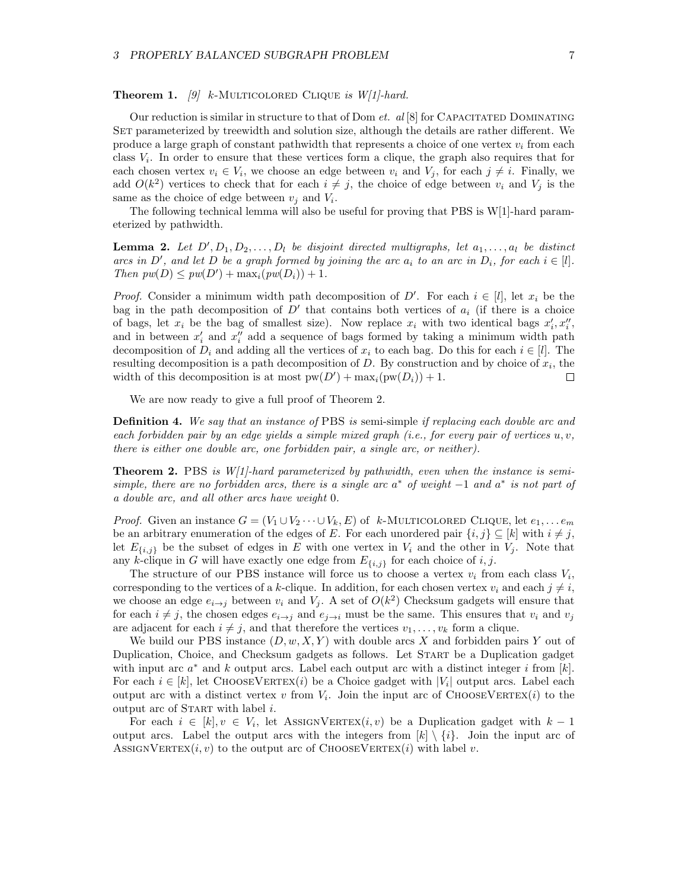**Theorem 1.** *[9] k-*Multicolored Clique *is W[1]-hard.*

Our reduction is similar in structure to that of Dom *et. al* [8] for Capacitated Dominating Set parameterized by treewidth and solution size, although the details are rather different. We produce a large graph of constant pathwidth that represents a choice of one vertex $v_i$ from each class $V_i$. In order to ensure that these vertices form a clique, the graph also requires that for each chosen vertex $v_i \in V_i$, we choose an edge between $v_i$ and $V_j$, for each $j \neq i$. Finally, we add $O(k^2)$ vertices to check that for each $i \neq j$, the choice of edge between $v_i$ and $V_j$ is the same as the choice of edge between $v_j$ and $V_i$.

The following technical lemma will also be useful for proving that PBS is W[1]-hard parameterized by pathwidth.

**Lemma 2.** *Let $D', D_1, D_2, \ldots, D_l$ be disjoint directed multigraphs, let $a_1, \ldots, a_l$ be distinct arcs in $D'$, and let $D$ be a graph formed by joining the arc $a_i$ to an arc in $D_i$, for each $i \in [l]$. Then $pw(D) \leq pw(D') + \max_i(pw(D_i)) + 1$.*

*Proof.* Consider a minimum width path decomposition of $D'$. For each $i \in [l]$, let $x_i$ be the bag in the path decomposition of $D'$ that contains both vertices of $a_i$ (if there is a choice of bags, let $x_i$ be the bag of smallest size). Now replace $x_i$ with two identical bags $x_i', x_i''$, and in between $x_i'$ and $x_i''$ add a sequence of bags formed by taking a minimum width path decomposition of $D_i$ and adding all the vertices of $x_i$ to each bag. Do this for each $i \in [l]$. The resulting decomposition is a path decomposition of $D$. By construction and by choice of $x_i$, the width of this decomposition is at most $\text{pw}(D') + \max_i(\text{pw}(D_i)) + 1$. □

We are now ready to give a full proof of Theorem 2.

**Definition 4.** *We say that an instance of* PBS *is* semi-simple *if replacing each double arc and each forbidden pair by an edge yields a simple mixed graph (i.e., for every pair of vertices $u, v$, there is either one double arc, one forbidden pair, a single arc, or neither).*

**Theorem 2.** PBS *is W[1]-hard parameterized by pathwidth, even when the instance is semi-simple, there are no forbidden arcs, there is a single arc $a^*$ of weight $-1$ and $a^*$ is not part of a double arc, and all other arcs have weight 0.*

*Proof.* Given an instance $G = (V_1 \cup V_2 \cdots \cup V_k, E)$ of $k$-Multicolored Clique, let $e_1, \ldots e_m$ be an arbitrary enumeration of the edges of $E$. For each unordered pair $\{i, j\} \subseteq [k]$ with $i \neq j$, let $E_{\{i,j\}}$ be the subset of edges in $E$ with one vertex in $V_i$ and the other in $V_j$. Note that any $k$-clique in $G$ will have exactly one edge from $E_{\{i,j\}}$ for each choice of $i, j$.

The structure of our PBS instance will force us to choose a vertex $v_i$ from each class $V_i$, corresponding to the vertices of a $k$-clique. In addition, for each chosen vertex $v_i$ and each $j \neq i$, we choose an edge $e_{i \to j}$ between $v_i$ and $V_j$. A set of $O(k^2)$ Checksum gadgets will ensure that for each $i \neq j$, the chosen edges $e_{i \to j}$ and $e_{j \to i}$ must be the same. This ensures that $v_i$ and $v_j$ are adjacent for each $i \neq j$, and that therefore the vertices $v_1, \ldots, v_k$ form a clique.

We build our PBS instance $(D, w, X, Y)$ with double arcs $X$ and forbidden pairs $Y$ out of Duplication, Choice, and Checksum gadgets as follows. Let Start be a Duplication gadget with input arc $a^*$ and $k$ output arcs. Label each output arc with a distinct integer $i$ from $[k]$. For each $i \in [k]$, let ChooseVertex($i$) be a Choice gadget with $|V_i|$ output arcs. Label each output arc with a distinct vertex $v$ from $V_i$. Join the input arc of ChooseVertex($i$) to the output arc of Start with label $i$.

For each $i \in [k], v \in V_i$, let AssignVertex($i, v$) be a Duplication gadget with $k - 1$ output arcs. Label the output arcs with the integers from $[k] \setminus \{i\}$. Join the input arc of AssignVertex($i, v$) to the output arc of ChooseVertex($i$) with label $v$.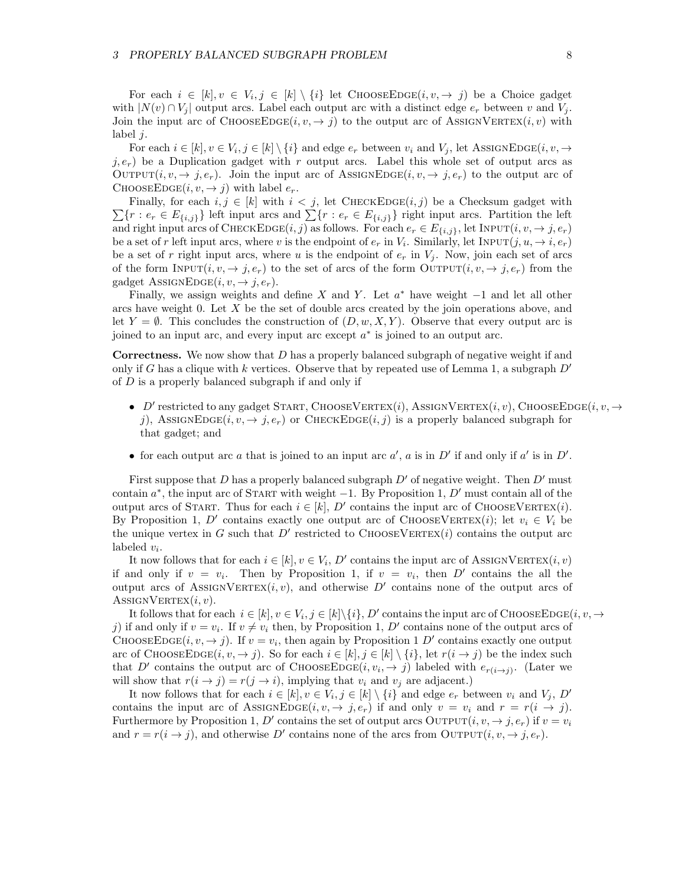For each $i \in [k], v \in V_i, j \in [k] \setminus \{i\}$ let $\text{ChooseEdge}(i, v, \to j)$ be a Choice gadget with $|N(v) \cap V_j|$ output arcs. Label each output arc with a distinct edge $e_r$ between $v$ and $V_j$. Join the input arc of $\text{ChooseEdge}(i, v, \to j)$ to the output arc of $\text{AssignVertex}(i, v)$ with label $j$.

For each $i \in [k], v \in V_i, j \in [k] \setminus \{i\}$ and edge $e_r$ between $v_i$ and $V_j$, let $\text{AssignEdge}(i, v, \to j, e_r)$ be a Duplication gadget with $r$ output arcs. Label this whole set of output arcs as $\text{Output}(i, v, \to j, e_r)$. Join the input arc of $\text{AssignEdge}(i, v, \to j, e_r)$ to the output arc of $\text{ChooseEdge}(i, v, \to j)$ with label $e_r$.

Finally, for each $i, j \in [k]$ with $i < j$, let $\text{CheckEdge}(i, j)$ be a Checksum gadget with $\sum\{r : e_r \in E_{\{i,j\}}\}$ left input arcs and $\sum\{r : e_r \in E_{\{i,j\}}\}$ right input arcs. Partition the left and right input arcs of $\text{CheckEdge}(i, j)$ as follows. For each $e_r \in E_{\{i,j\}}$, let $\text{Input}(i, v, \to j, e_r)$ be a set of $r$ left input arcs, where $v$ is the endpoint of $e_r$ in $V_i$. Similarly, let $\text{Input}(j, u, \to i, e_r)$ be a set of $r$ right input arcs, where $u$ is the endpoint of $e_r$ in $V_j$. Now, join each set of arcs of the form $\text{Input}(i, v, \to j, e_r)$ to the set of arcs of the form $\text{Output}(i, v, \to j, e_r)$ from the gadget $\text{AssignEdge}(i, v, \to j, e_r)$.

Finally, we assign weights and define $X$ and $Y$. Let $a^*$ have weight $-1$ and let all other arcs have weight 0. Let $X$ be the set of double arcs created by the join operations above, and let $Y = \emptyset$. This concludes the construction of $(D, w, X, Y)$. Observe that every output arc is joined to an input arc, and every input arc except $a^*$ is joined to an output arc.

**Correctness.** We now show that $D$ has a properly balanced subgraph of negative weight if and only if $G$ has a clique with $k$ vertices. Observe that by repeated use of Lemma 1, a subgraph $D'$ of $D$ is a properly balanced subgraph if and only if

- $D'$ restricted to any gadget $\text{Start}$, $\text{ChooseVertex}(i)$, $\text{AssignVertex}(i, v)$, $\text{ChooseEdge}(i, v, \to j)$, $\text{AssignEdge}(i, v, \to j, e_r)$ or $\text{CheckEdge}(i, j)$ is a properly balanced subgraph for that gadget; and
- for each output arc $a$ that is joined to an input arc $a'$, $a$ is in $D'$ if and only if $a'$ is in $D'$.

First suppose that $D$ has a properly balanced subgraph $D'$ of negative weight. Then $D'$ must contain $a^*$, the input arc of $\text{Start}$ with weight $-1$. By Proposition 1, $D'$ must contain all of the output arcs of $\text{Start}$. Thus for each $i \in [k]$, $D'$ contains the input arc of $\text{ChooseVertex}(i)$. By Proposition 1, $D'$ contains exactly one output arc of $\text{ChooseVertex}(i)$; let $v_i \in V_i$ be the unique vertex in $G$ such that $D'$ restricted to $\text{ChooseVertex}(i)$ contains the output arc labeled $v_i$.

It now follows that for each $i \in [k], v \in V_i$, $D'$ contains the input arc of $\text{AssignVertex}(i, v)$ if and only if $v = v_i$. Then by Proposition 1, if $v = v_i$, then $D'$ contains the all the output arcs of $\text{AssignVertex}(i, v)$, and otherwise $D'$ contains none of the output arcs of $\text{AssignVertex}(i, v)$.

It follows that for each $i \in [k], v \in V_i, j \in [k] \setminus \{i\}$, $D'$ contains the input arc of $\text{ChooseEdge}(i, v, \to j)$ if and only if $v = v_i$. If $v \neq v_i$ then, by Proposition 1, $D'$ contains none of the output arcs of $\text{ChooseEdge}(i, v, \to j)$. If $v = v_i$, then again by Proposition 1 $D'$ contains exactly one output arc of $\text{ChooseEdge}(i, v, \to j)$. So for each $i \in [k], j \in [k] \setminus \{i\}$, let $r(i \to j)$ be the index such that $D'$ contains the output arc of $\text{ChooseEdge}(i, v_i, \to j)$ labeled with $e_{r(i \to j)}$. (Later we will show that $r(i \to j) = r(j \to i)$, implying that $v_i$ and $v_j$ are adjacent.)

It now follows that for each $i \in [k], v \in V_i, j \in [k] \setminus \{i\}$ and edge $e_r$ between $v_i$ and $V_j$, $D'$ contains the input arc of $\text{AssignEdge}(i, v, \to j, e_r)$ if and only $v = v_i$ and $r = r(i \to j)$. Furthermore by Proposition 1, $D'$ contains the set of output arcs $\text{Output}(i, v, \to j, e_r)$ if $v = v_i$ and $r = r(i \to j)$, and otherwise $D'$ contains none of the arcs from $\text{Output}(i, v, \to j, e_r)$.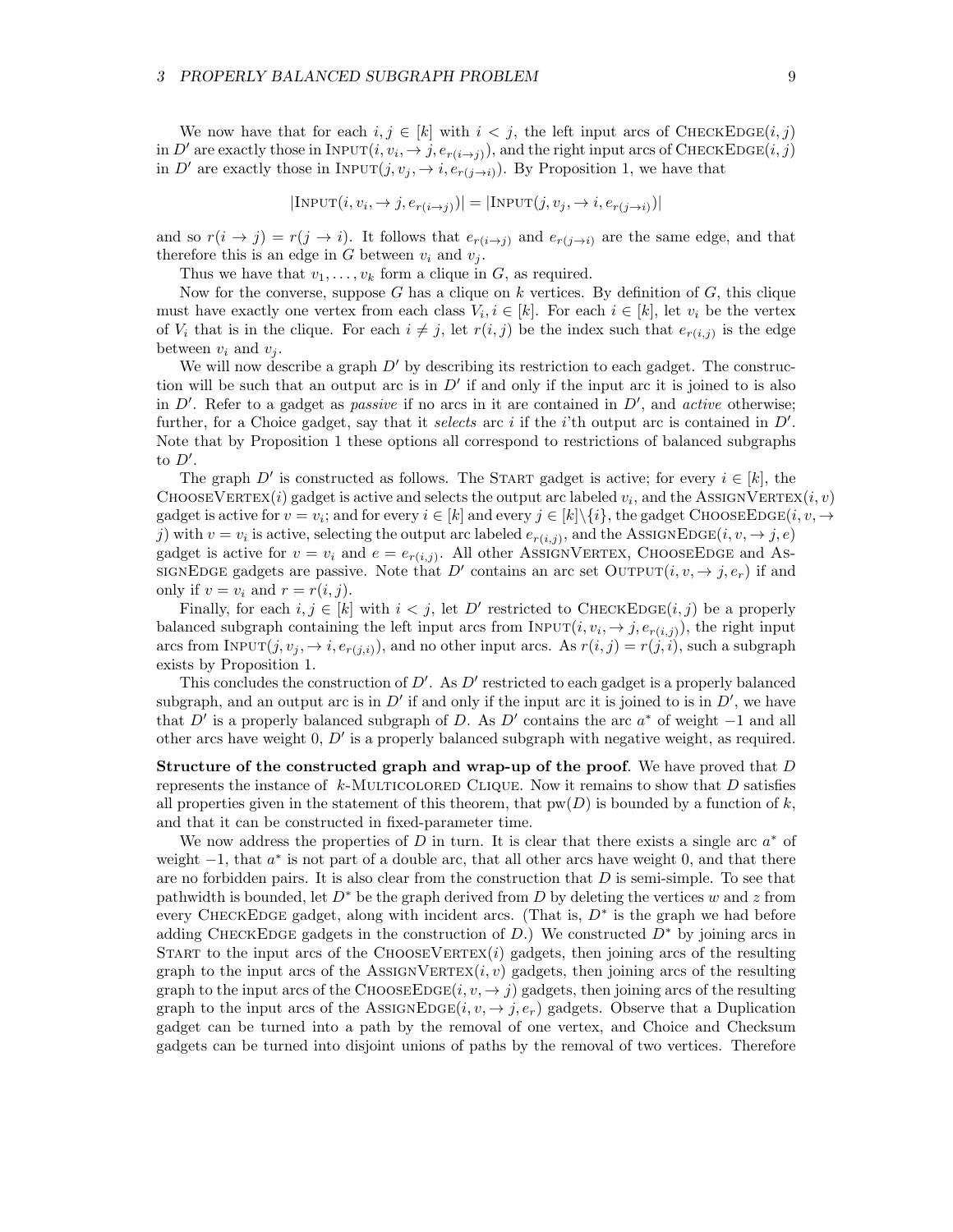We now have that for each $i, j \in [k]$ with $i < j$, the left input arcs of CheckEdge$(i, j)$ in $D'$ are exactly those in Input$(i, v_i, \to j, e_{r(i \to j)})$, and the right input arcs of CheckEdge$(i, j)$ in $D'$ are exactly those in Input$(j, v_j, \to i, e_{r(j \to i)})$. By Proposition 1, we have that

$$|\text{Input}(i, v_i, \to j, e_{r(i \to j)})| = |\text{Input}(j, v_j, \to i, e_{r(j \to i)})|$$

and so $r(i \to j) = r(j \to i)$. It follows that $e_{r(i \to j)}$ and $e_{r(j \to i)}$ are the same edge, and that therefore this is an edge in $G$ between $v_i$ and $v_j$.

Thus we have that $v_1, \ldots, v_k$ form a clique in $G$, as required.

Now for the converse, suppose $G$ has a clique on $k$ vertices. By definition of $G$, this clique must have exactly one vertex from each class $V_i, i \in [k]$. For each $i \in [k]$, let $v_i$ be the vertex of $V_i$ that is in the clique. For each $i \neq j$, let $r(i, j)$ be the index such that $e_{r(i,j)}$ is the edge between $v_i$ and $v_j$.

We will now describe a graph $D'$ by describing its restriction to each gadget. The construction will be such that an output arc is in $D'$ if and only if the input arc it is joined to is also in $D'$. Refer to a gadget as *passive* if no arcs in it are contained in $D'$, and *active* otherwise; further, for a Choice gadget, say that it *selects* arc $i$ if the $i$'th output arc is contained in $D'$. Note that by Proposition 1 these options all correspond to restrictions of balanced subgraphs to $D'$.

The graph $D'$ is constructed as follows. The Start gadget is active; for every $i \in [k]$, the ChooseVertex$(i)$ gadget is active and selects the output arc labeled $v_i$, and the AssignVertex$(i, v)$ gadget is active for $v = v_i$; and for every $i \in [k]$ and every $j \in [k] \backslash \{i\}$, the gadget ChooseEdge$(i, v, \to j)$ with $v = v_i$ is active, selecting the output arc labeled $e_{r(i,j)}$, and the AssignEdge$(i, v, \to j, e)$ gadget is active for $v = v_i$ and $e = e_{r(i,j)}$. All other AssignVertex, ChooseEdge and AssignEdge gadgets are passive. Note that $D'$ contains an arc set Output$(i, v, \to j, e_r)$ if and only if $v = v_i$ and $r = r(i, j)$.

Finally, for each $i, j \in [k]$ with $i < j$, let $D'$ restricted to CheckEdge$(i, j)$ be a properly balanced subgraph containing the left input arcs from Input$(i, v_i, \to j, e_{r(i,j)})$, the right input arcs from Input$(j, v_j, \to i, e_{r(j,i)})$, and no other input arcs. As $r(i, j) = r(j, i)$, such a subgraph exists by Proposition 1.

This concludes the construction of $D'$. As $D'$ restricted to each gadget is a properly balanced subgraph, and an output arc is in $D'$ if and only if the input arc it is joined to is in $D'$, we have that $D'$ is a properly balanced subgraph of $D$. As $D'$ contains the arc $a^*$ of weight $-1$ and all other arcs have weight 0, $D'$ is a properly balanced subgraph with negative weight, as required.

**Structure of the constructed graph and wrap-up of the proof**. We have proved that $D$ represents the instance of $k$-Multicolored Clique. Now it remains to show that $D$ satisfies all properties given in the statement of this theorem, that $\text{pw}(D)$ is bounded by a function of $k$, and that it can be constructed in fixed-parameter time.

We now address the properties of $D$ in turn. It is clear that there exists a single arc $a^*$ of weight $-1$, that $a^*$ is not part of a double arc, that all other arcs have weight 0, and that there are no forbidden pairs. It is also clear from the construction that $D$ is semi-simple. To see that pathwidth is bounded, let $D^*$ be the graph derived from $D$ by deleting the vertices $w$ and $z$ from every CheckEdge gadget, along with incident arcs. (That is, $D^*$ is the graph we had before adding CheckEdge gadgets in the construction of $D$.) We constructed $D^*$ by joining arcs in Start to the input arcs of the ChooseVertex$(i)$ gadgets, then joining arcs of the resulting graph to the input arcs of the AssignVertex$(i, v)$ gadgets, then joining arcs of the resulting graph to the input arcs of the ChooseEdge$(i, v, \to j)$ gadgets, then joining arcs of the resulting graph to the input arcs of the AssignEdge$(i, v, \to j, e_r)$ gadgets. Observe that a Duplication gadget can be turned into a path by the removal of one vertex, and Choice and Checksum gadgets can be turned into disjoint unions of paths by the removal of two vertices. Therefore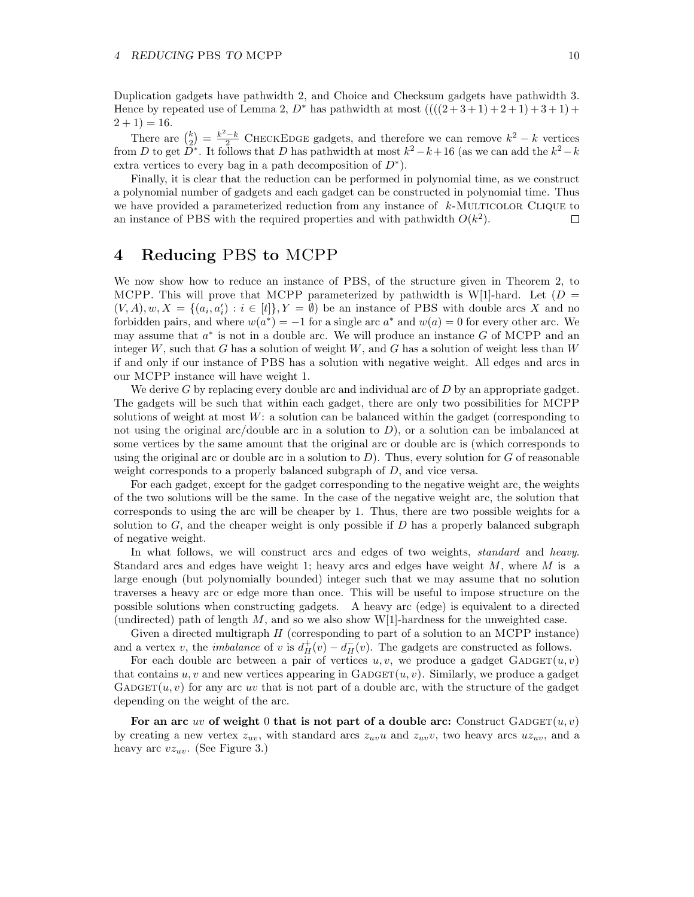Duplication gadgets have pathwidth 2, and Choice and Checksum gadgets have pathwidth 3. Hence by repeated use of Lemma 2, $D^*$ has pathwidth at most $((((2+3+1)+2+1)+3+1)+2+1) = 16$.

There are $\binom{k}{2} = \frac{k^2-k}{2}$ CheckEdge gadgets, and therefore we can remove $k^2 - k$ vertices from $D$ to get $D^*$. It follows that $D$ has pathwidth at most $k^2 - k + 16$ (as we can add the $k^2 - k$ extra vertices to every bag in a path decomposition of $D^*$).

Finally, it is clear that the reduction can be performed in polynomial time, as we construct a polynomial number of gadgets and each gadget can be constructed in polynomial time. Thus we have provided a parameterized reduction from any instance of $k$-Multicolor Clique to an instance of PBS with the required properties and with pathwidth $O(k^2)$. $\square$

# 4 Reducing PBS to MCPP

We now show how to reduce an instance of PBS, of the structure given in Theorem 2, to MCPP. This will prove that MCPP parameterized by pathwidth is W[1]-hard. Let $(D = (V, A), w, X = \{(a_i, a_i') : i \in [t]\}, Y = \emptyset)$ be an instance of PBS with double arcs $X$ and no forbidden pairs, and where $w(a^*) = -1$ for a single arc $a^*$ and $w(a) = 0$ for every other arc. We may assume that $a^*$ is not in a double arc. We will produce an instance $G$ of MCPP and an integer $W$, such that $G$ has a solution of weight $W$, and $G$ has a solution of weight less than $W$ if and only if our instance of PBS has a solution with negative weight. All edges and arcs in our MCPP instance will have weight 1.

We derive $G$ by replacing every double arc and individual arc of $D$ by an appropriate gadget. The gadgets will be such that within each gadget, there are only two possibilities for MCPP solutions of weight at most $W$: a solution can be balanced within the gadget (corresponding to not using the original arc/double arc in a solution to $D$), or a solution can be imbalanced at some vertices by the same amount that the original arc or double arc is (which corresponds to using the original arc or double arc in a solution to $D$). Thus, every solution for $G$ of reasonable weight corresponds to a properly balanced subgraph of $D$, and vice versa.

For each gadget, except for the gadget corresponding to the negative weight arc, the weights of the two solutions will be the same. In the case of the negative weight arc, the solution that corresponds to using the arc will be cheaper by 1. Thus, there are two possible weights for a solution to $G$, and the cheaper weight is only possible if $D$ has a properly balanced subgraph of negative weight.

In what follows, we will construct arcs and edges of two weights, *standard* and *heavy*. Standard arcs and edges have weight 1; heavy arcs and edges have weight $M$, where $M$ is a large enough (but polynomially bounded) integer such that we may assume that no solution traverses a heavy arc or edge more than once. This will be useful to impose structure on the possible solutions when constructing gadgets. A heavy arc (edge) is equivalent to a directed (undirected) path of length $M$, and so we also show W[1]-hardness for the unweighted case.

Given a directed multigraph $H$ (corresponding to part of a solution to an MCPP instance) and a vertex $v$, the *imbalance* of $v$ is $d_H^+(v) - d_H^-(v)$. The gadgets are constructed as follows.

For each double arc between a pair of vertices $u, v$, we produce a gadget Gadget$(u, v)$ that contains $u, v$ and new vertices appearing in Gadget$(u, v)$. Similarly, we produce a gadget Gadget$(u, v)$ for any arc $uv$ that is not part of a double arc, with the structure of the gadget depending on the weight of the arc.

**For an arc $uv$ of weight 0 that is not part of a double arc:** Construct Gadget$(u, v)$ by creating a new vertex $z_{uv}$, with standard arcs $z_{uv}u$ and $z_{uv}v$, two heavy arcs $uz_{uv}$, and a heavy arc $vz_{uv}$. (See Figure 3.)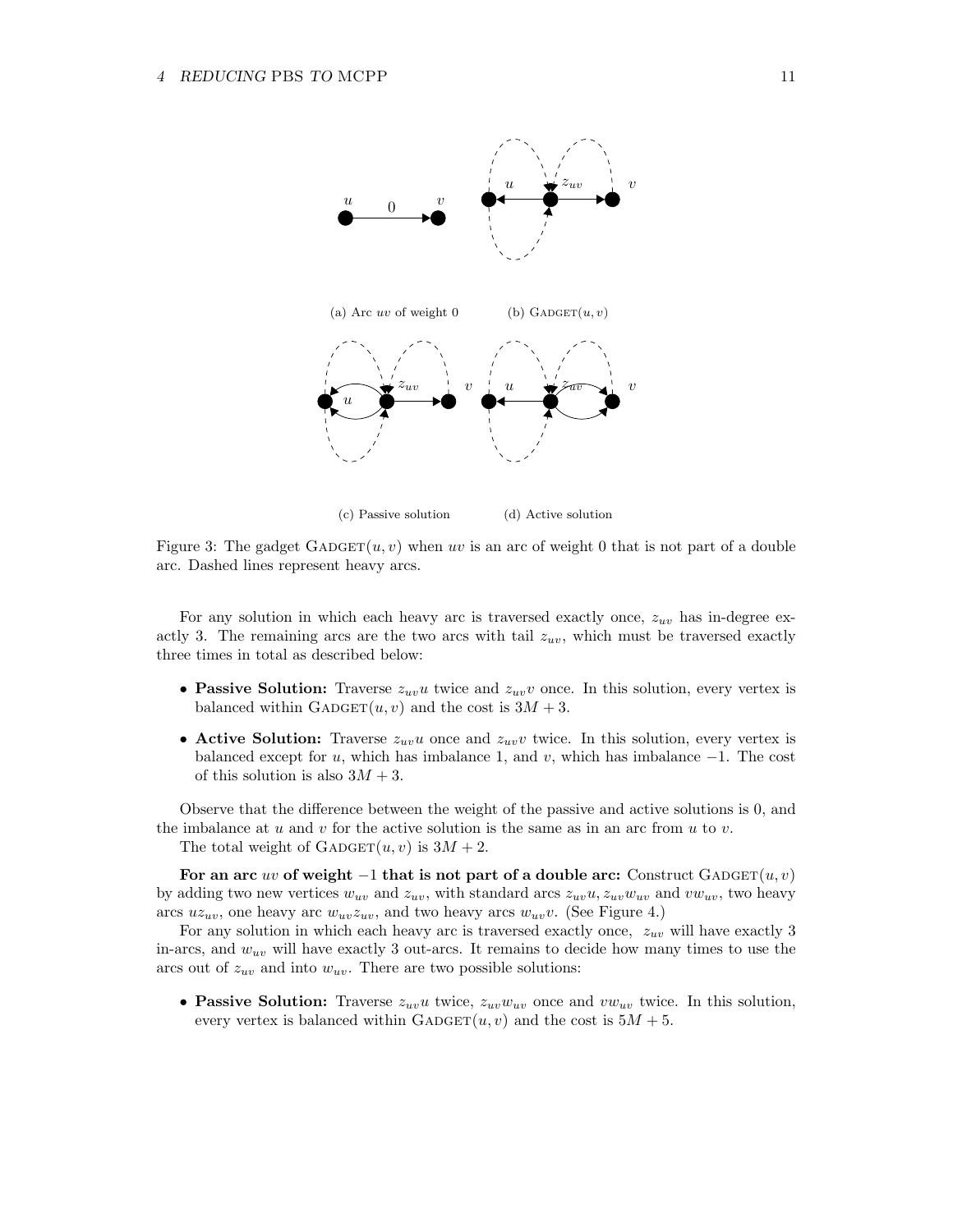(a) Arc $uv$ of weight 0

(b) $\text{GADGET}(u, v)$

(c) Passive solution

(d) Active solution

Figure 3: The gadget $\text{GADGET}(u, v)$ when $uv$ is an arc of weight 0 that is not part of a double arc. Dashed lines represent heavy arcs.

For any solution in which each heavy arc is traversed exactly once, $z_{uv}$ has in-degree exactly 3. The remaining arcs are the two arcs with tail $z_{uv}$, which must be traversed exactly three times in total as described below:

- **Passive Solution:** Traverse $z_{uv}u$ twice and $z_{uv}v$ once. In this solution, every vertex is balanced within $\text{GADGET}(u, v)$ and the cost is $3M + 3$.
- **Active Solution:** Traverse $z_{uv}u$ once and $z_{uv}v$ twice. In this solution, every vertex is balanced except for $u$, which has imbalance 1, and $v$, which has imbalance $-1$. The cost of this solution is also $3M + 3$.

Observe that the difference between the weight of the passive and active solutions is 0, and the imbalance at $u$ and $v$ for the active solution is the same as in an arc from $u$ to $v$.

The total weight of $\text{GADGET}(u, v)$ is $3M + 2$.

**For an arc $uv$ of weight $-1$ that is not part of a double arc:** Construct $\text{GADGET}(u, v)$ by adding two new vertices $w_{uv}$ and $z_{uv}$, with standard arcs $z_{uv}u, z_{uv}w_{uv}$ and $vw_{uv}$, two heavy arcs $uz_{uv}$, one heavy arc $w_{uv}z_{uv}$, and two heavy arcs $w_{uv}v$. (See Figure 4.)

For any solution in which each heavy arc is traversed exactly once, $z_{uv}$ will have exactly 3 in-arcs, and $w_{uv}$ will have exactly 3 out-arcs. It remains to decide how many times to use the arcs out of $z_{uv}$ and into $w_{uv}$. There are two possible solutions:

- **Passive Solution:** Traverse $z_{uv}u$ twice, $z_{uv}w_{uv}$ once and $vw_{uv}$ twice. In this solution, every vertex is balanced within $\text{GADGET}(u, v)$ and the cost is $5M + 5$.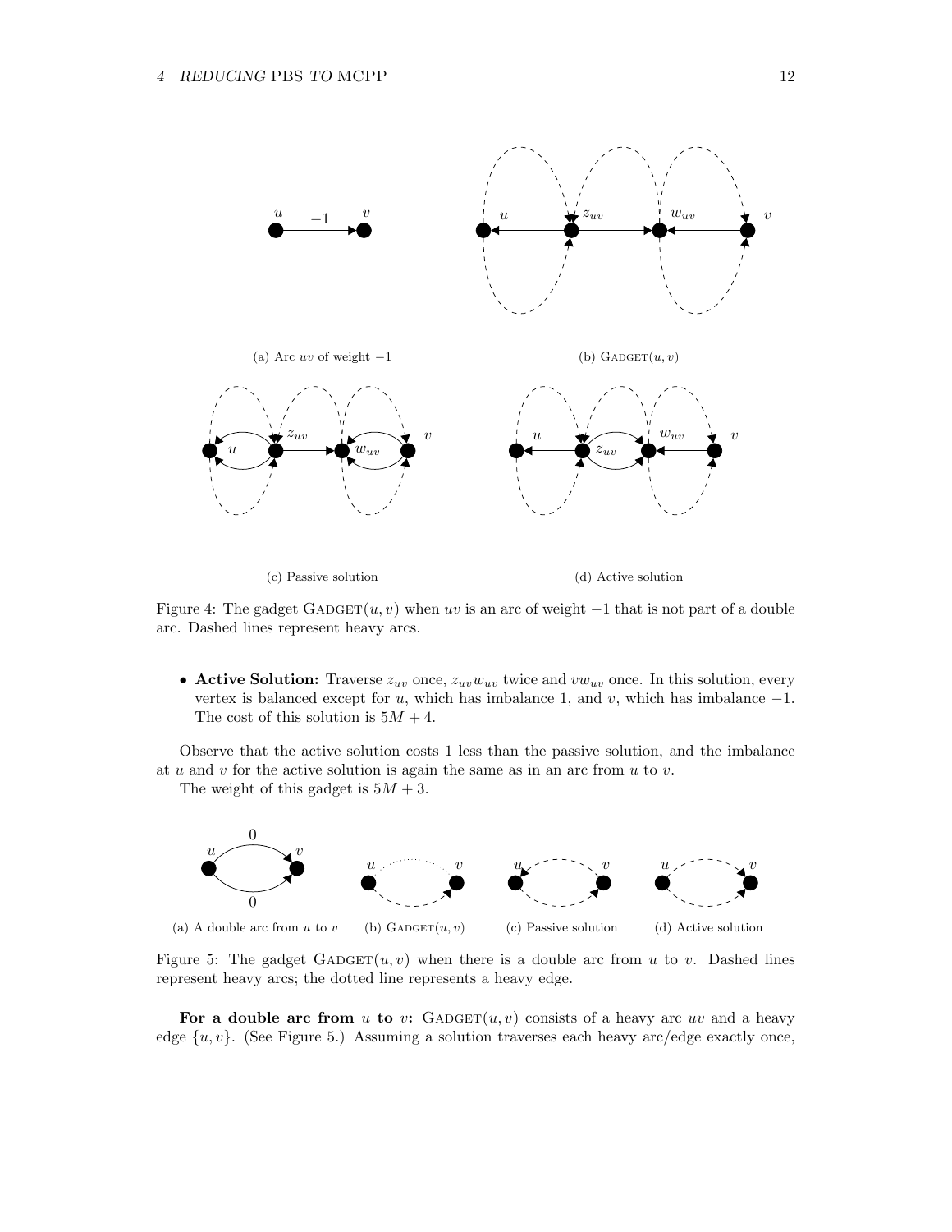(a) Arc $uv$ of weight $-1$

(b) GADGET$(u, v)$

(c) Passive solution

(d) Active solution

Figure 4: The gadget GADGET$(u, v)$ when $uv$ is an arc of weight $-1$ that is not part of a double arc. Dashed lines represent heavy arcs.

- **Active Solution:** Traverse $z_{uv}$ once, $z_{uv}w_{uv}$ twice and $vw_{uv}$ once. In this solution, every vertex is balanced except for $u$, which has imbalance 1, and $v$, which has imbalance $-1$. The cost of this solution is $5M + 4$.

Observe that the active solution costs 1 less than the passive solution, and the imbalance at $u$ and $v$ for the active solution is again the same as in an arc from $u$ to $v$.

The weight of this gadget is $5M + 3$.

(a) A double arc from $u$ to $v$ (b) GADGET$(u, v)$ (c) Passive solution (d) Active solution

Figure 5: The gadget GADGET$(u, v)$ when there is a double arc from $u$ to $v$. Dashed lines represent heavy arcs; the dotted line represents a heavy edge.

**For a double arc from $u$ to $v$:** GADGET$(u, v)$ consists of a heavy arc $uv$ and a heavy edge $\{u, v\}$. (See Figure 5.) Assuming a solution traverses each heavy arc/edge exactly once,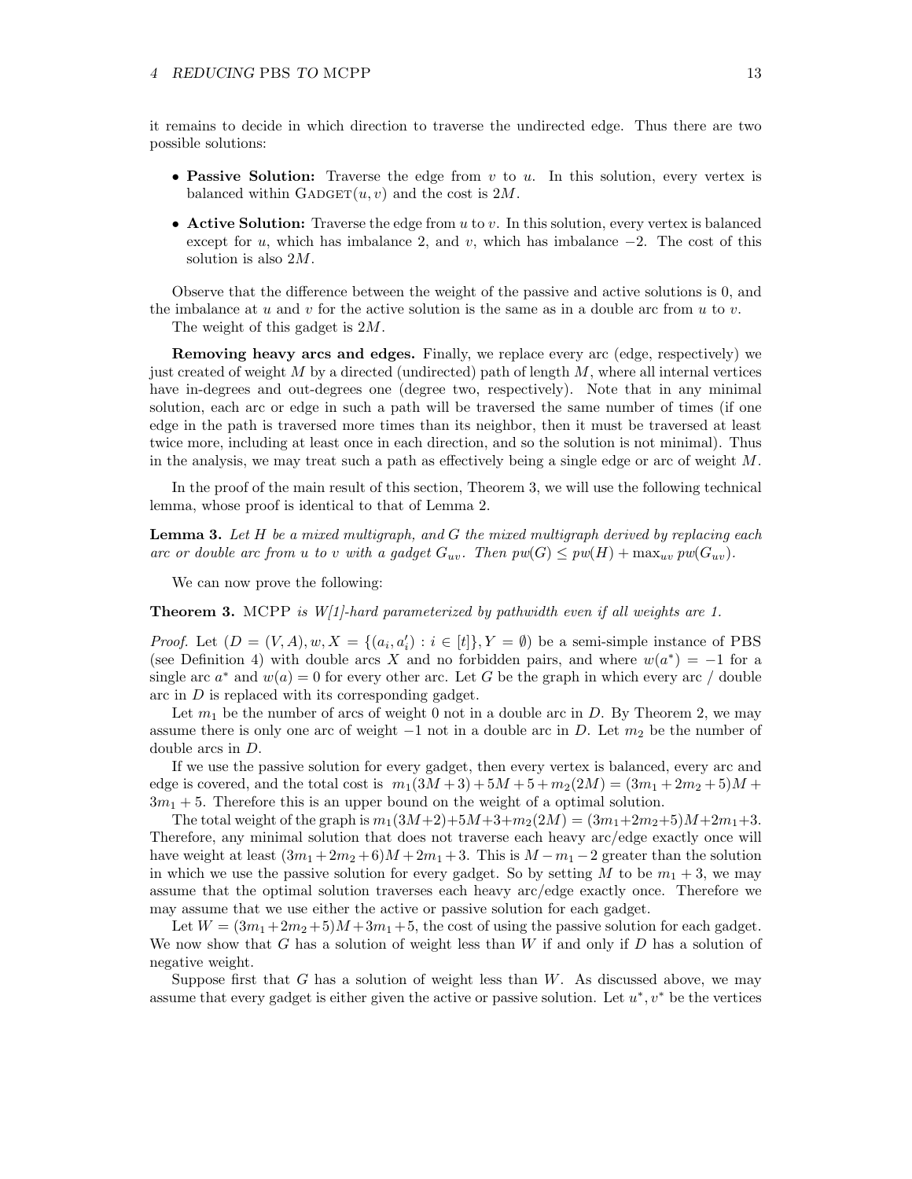it remains to decide in which direction to traverse the undirected edge. Thus there are two possible solutions:

- **Passive Solution:** Traverse the edge from $v$ to $u$. In this solution, every vertex is balanced within $\textsc{Gadget}(u, v)$ and the cost is $2M$.
- **Active Solution:** Traverse the edge from $u$ to $v$. In this solution, every vertex is balanced except for $u$, which has imbalance 2, and $v$, which has imbalance $-2$. The cost of this solution is also $2M$.

Observe that the difference between the weight of the passive and active solutions is 0, and the imbalance at $u$ and $v$ for the active solution is the same as in a double arc from $u$ to $v$.

The weight of this gadget is $2M$.

**Removing heavy arcs and edges.** Finally, we replace every arc (edge, respectively) we just created of weight $M$ by a directed (undirected) path of length $M$, where all internal vertices have in-degrees and out-degrees one (degree two, respectively). Note that in any minimal solution, each arc or edge in such a path will be traversed the same number of times (if one edge in the path is traversed more times than its neighbor, then it must be traversed at least twice more, including at least once in each direction, and so the solution is not minimal). Thus in the analysis, we may treat such a path as effectively being a single edge or arc of weight $M$.

In the proof of the main result of this section, Theorem 3, we will use the following technical lemma, whose proof is identical to that of Lemma 2.

**Lemma 3.** *Let $H$ be a mixed multigraph, and $G$ the mixed multigraph derived by replacing each arc or double arc from $u$ to $v$ with a gadget $G_{uv}$. Then $pw(G) \leq pw(H) + \max_{uv} pw(G_{uv})$.*

We can now prove the following:

**Theorem 3.** MCPP *is W[1]-hard parameterized by pathwidth even if all weights are 1.*

*Proof.* Let $(D = (V, A), w, X = \{(a_i, a_i') : i \in [t]\}, Y = \emptyset)$ be a semi-simple instance of PBS (see Definition 4) with double arcs $X$ and no forbidden pairs, and where $w(a^*) = -1$ for a single arc $a^*$ and $w(a) = 0$ for every other arc. Let $G$ be the graph in which every arc / double arc in $D$ is replaced with its corresponding gadget.

Let $m_1$ be the number of arcs of weight 0 not in a double arc in $D$. By Theorem 2, we may assume there is only one arc of weight $-1$ not in a double arc in $D$. Let $m_2$ be the number of double arcs in $D$.

If we use the passive solution for every gadget, then every vertex is balanced, every arc and edge is covered, and the total cost is $m_1(3M+3) + 5M + 5 + m_2(2M) = (3m_1 + 2m_2 + 5)M + 3m_1 + 5$. Therefore this is an upper bound on the weight of a optimal solution.

The total weight of the graph is $m_1(3M+2)+5M+3+m_2(2M) = (3m_1+2m_2+5)M+2m_1+3$. Therefore, any minimal solution that does not traverse each heavy arc/edge exactly once will have weight at least $(3m_1 + 2m_2 + 6)M + 2m_1 + 3$. This is $M - m_1 - 2$ greater than the solution in which we use the passive solution for every gadget. So by setting $M$ to be $m_1 + 3$, we may assume that the optimal solution traverses each heavy arc/edge exactly once. Therefore we may assume that we use either the active or passive solution for each gadget.

Let $W = (3m_1+2m_2+5)M+3m_1+5$, the cost of using the passive solution for each gadget. We now show that $G$ has a solution of weight less than $W$ if and only if $D$ has a solution of negative weight.

Suppose first that $G$ has a solution of weight less than $W$. As discussed above, we may assume that every gadget is either given the active or passive solution. Let $u^*, v^*$ be the vertices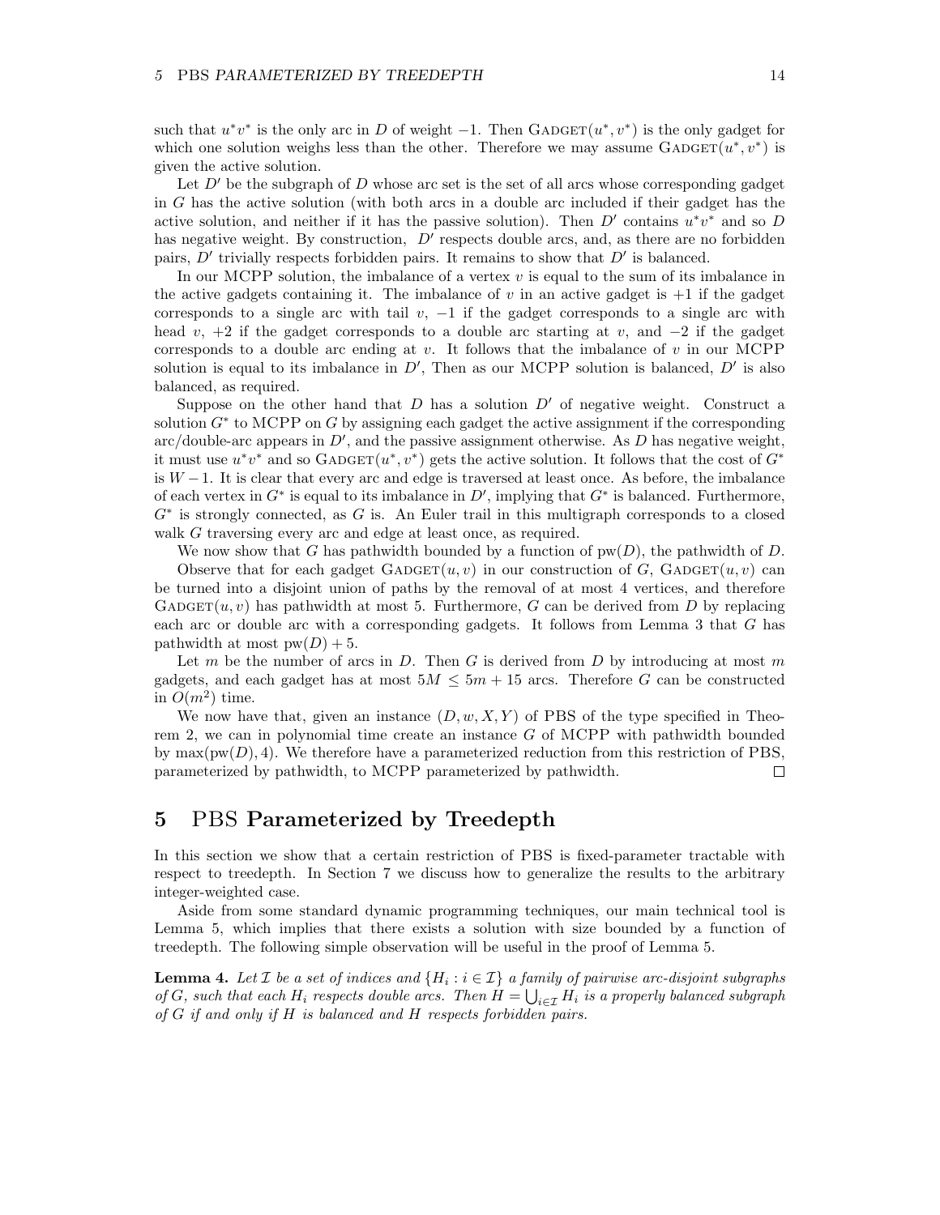such that $u^*v^*$ is the only arc in $D$ of weight $-1$. Then $\text{Gadget}(u^*, v^*)$ is the only gadget for which one solution weighs less than the other. Therefore we may assume $\text{Gadget}(u^*, v^*)$ is given the active solution.

Let $D'$ be the subgraph of $D$ whose arc set is the set of all arcs whose corresponding gadget in $G$ has the active solution (with both arcs in a double arc included if their gadget has the active solution, and neither if it has the passive solution). Then $D'$ contains $u^*v^*$ and so $D$ has negative weight. By construction, $D'$ respects double arcs, and, as there are no forbidden pairs, $D'$ trivially respects forbidden pairs. It remains to show that $D'$ is balanced.

In our MCPP solution, the imbalance of a vertex $v$ is equal to the sum of its imbalance in the active gadgets containing it. The imbalance of $v$ in an active gadget is $+1$ if the gadget corresponds to a single arc with tail $v$, $-1$ if the gadget corresponds to a single arc with head $v$, $+2$ if the gadget corresponds to a double arc starting at $v$, and $-2$ if the gadget corresponds to a double arc ending at $v$. It follows that the imbalance of $v$ in our MCPP solution is equal to its imbalance in $D'$, Then as our MCPP solution is balanced, $D'$ is also balanced, as required.

Suppose on the other hand that $D$ has a solution $D'$ of negative weight. Construct a solution $G^*$ to MCPP on $G$ by assigning each gadget the active assignment if the corresponding arc/double-arc appears in $D'$, and the passive assignment otherwise. As $D$ has negative weight, it must use $u^*v^*$ and so $\text{Gadget}(u^*, v^*)$ gets the active solution. It follows that the cost of $G^*$ is $W-1$. It is clear that every arc and edge is traversed at least once. As before, the imbalance of each vertex in $G^*$ is equal to its imbalance in $D'$, implying that $G^*$ is balanced. Furthermore, $G^*$ is strongly connected, as $G$ is. An Euler trail in this multigraph corresponds to a closed walk $G$ traversing every arc and edge at least once, as required.

We now show that $G$ has pathwidth bounded by a function of $\text{pw}(D)$, the pathwidth of $D$.

Observe that for each gadget $\text{Gadget}(u, v)$ in our construction of $G$, $\text{Gadget}(u, v)$ can be turned into a disjoint union of paths by the removal of at most 4 vertices, and therefore $\text{Gadget}(u, v)$ has pathwidth at most 5. Furthermore, $G$ can be derived from $D$ by replacing each arc or double arc with a corresponding gadgets. It follows from Lemma 3 that $G$ has pathwidth at most $\text{pw}(D) + 5$.

Let $m$ be the number of arcs in $D$. Then $G$ is derived from $D$ by introducing at most $m$ gadgets, and each gadget has at most $5M \leq 5m + 15$ arcs. Therefore $G$ can be constructed in $O(m^2)$ time.

We now have that, given an instance $(D, w, X, Y)$ of PBS of the type specified in Theorem 2, we can in polynomial time create an instance $G$ of MCPP with pathwidth bounded by $\max(\text{pw}(D), 4)$. We therefore have a parameterized reduction from this restriction of PBS, parameterized by pathwidth, to MCPP parameterized by pathwidth. $\square$

## 5 PBS Parameterized by Treedepth

In this section we show that a certain restriction of PBS is fixed-parameter tractable with respect to treedepth. In Section 7 we discuss how to generalize the results to the arbitrary integer-weighted case.

Aside from some standard dynamic programming techniques, our main technical tool is Lemma 5, which implies that there exists a solution with size bounded by a function of treedepth. The following simple observation will be useful in the proof of Lemma 5.

**Lemma 4.** *Let $\mathcal{I}$ be a set of indices and $\{H_i : i \in \mathcal{I}\}$ a family of pairwise arc-disjoint subgraphs of $G$, such that each $H_i$ respects double arcs. Then $H = \bigcup_{i \in \mathcal{I}} H_i$ is a properly balanced subgraph of $G$ if and only if $H$ is balanced and $H$ respects forbidden pairs.*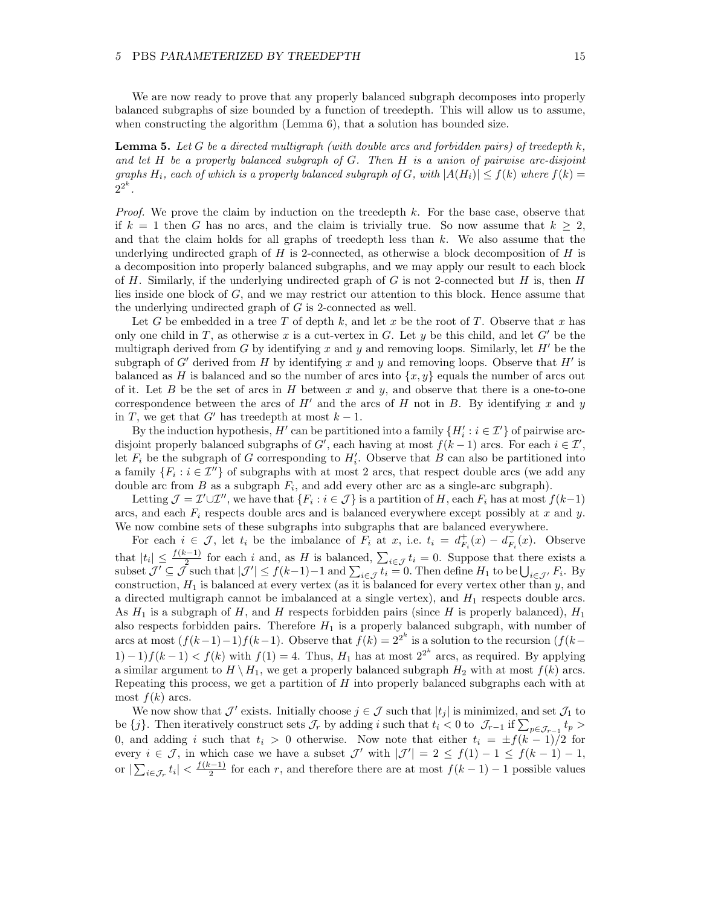We are now ready to prove that any properly balanced subgraph decomposes into properly balanced subgraphs of size bounded by a function of treedepth. This will allow us to assume, when constructing the algorithm (Lemma 6), that a solution has bounded size.

**Lemma 5.** *Let $G$ be a directed multigraph (with double arcs and forbidden pairs) of treedepth $k$, and let $H$ be a properly balanced subgraph of $G$. Then $H$ is a union of pairwise arc-disjoint graphs $H_i$, each of which is a properly balanced subgraph of $G$, with $|A(H_i)| \le f(k)$ where $f(k) = 2^{2^k}$.*

*Proof.* We prove the claim by induction on the treedepth $k$. For the base case, observe that if $k = 1$ then $G$ has no arcs, and the claim is trivially true. So now assume that $k \ge 2$, and that the claim holds for all graphs of treedepth less than $k$. We also assume that the underlying undirected graph of $H$ is 2-connected, as otherwise a block decomposition of $H$ is a decomposition into properly balanced subgraphs, and we may apply our result to each block of $H$. Similarly, if the underlying undirected graph of $G$ is not 2-connected but $H$ is, then $H$ lies inside one block of $G$, and we may restrict our attention to this block. Hence assume that the underlying undirected graph of $G$ is 2-connected as well.

Let $G$ be embedded in a tree $T$ of depth $k$, and let $x$ be the root of $T$. Observe that $x$ has only one child in $T$, as otherwise $x$ is a cut-vertex in $G$. Let $y$ be this child, and let $G'$ be the multigraph derived from $G$ by identifying $x$ and $y$ and removing loops. Similarly, let $H'$ be the subgraph of $G'$ derived from $H$ by identifying $x$ and $y$ and removing loops. Observe that $H'$ is balanced as $H$ is balanced and so the number of arcs into $\{x, y\}$ equals the number of arcs out of it. Let $B$ be the set of arcs in $H$ between $x$ and $y$, and observe that there is a one-to-one correspondence between the arcs of $H'$ and the arcs of $H$ not in $B$. By identifying $x$ and $y$ in $T$, we get that $G'$ has treedepth at most $k - 1$.

By the induction hypothesis, $H'$ can be partitioned into a family $\{H'_i : i \in \mathcal{I}'\}$ of pairwise arc-disjoint properly balanced subgraphs of $G'$, each having at most $f(k - 1)$ arcs. For each $i \in \mathcal{I}'$, let $F_i$ be the subgraph of $G$ corresponding to $H'_i$. Observe that $B$ can also be partitioned into a family $\{F_i : i \in \mathcal{I}''\}$ of subgraphs with at most 2 arcs, that respect double arcs (we add any double arc from $B$ as a subgraph $F_i$, and add every other arc as a single-arc subgraph).

Letting $\mathcal{J} = \mathcal{I}' \cup \mathcal{I}''$, we have that $\{F_i : i \in \mathcal{J}\}$ is a partition of $H$, each $F_i$ has at most $f(k-1)$ arcs, and each $F_i$ respects double arcs and is balanced everywhere except possibly at $x$ and $y$. We now combine sets of these subgraphs into subgraphs that are balanced everywhere.

For each $i \in \mathcal{J}$, let $t_i$ be the imbalance of $F_i$ at $x$, i.e. $t_i = d^+_{F_i}(x) - d^-_{F_i}(x)$. Observe that $|t_i| \le \frac{f(k-1)}{2}$ for each $i$ and, as $H$ is balanced, $\sum_{i \in \mathcal{J}} t_i = 0$. Suppose that there exists a subset $\mathcal{J}' \subseteq \mathcal{J}$ such that $|\mathcal{J}'| \le f(k-1) - 1$ and $\sum_{i \in \mathcal{J}} t_i = 0$. Then define $H_1$ to be $\bigcup_{i \in \mathcal{J}'} F_i$. By construction, $H_1$ is balanced at every vertex (as it is balanced for every vertex other than $y$, and a directed multigraph cannot be imbalanced at a single vertex), and $H_1$ respects double arcs. As $H_1$ is a subgraph of $H$, and $H$ respects forbidden pairs (since $H$ is properly balanced), $H_1$ also respects forbidden pairs. Therefore $H_1$ is a properly balanced subgraph, with number of arcs at most $(f(k-1)-1)f(k-1)$. Observe that $f(k) = 2^{2^k}$ is a solution to the recursion $(f(k-1)-1)f(k-1) < f(k)$ with $f(1) = 4$. Thus, $H_1$ has at most $2^{2^k}$ arcs, as required. By applying a similar argument to $H \setminus H_1$, we get a properly balanced subgraph $H_2$ with at most $f(k)$ arcs. Repeating this process, we get a partition of $H$ into properly balanced subgraphs each with at most $f(k)$ arcs.

We now show that $\mathcal{J}'$ exists. Initially choose $j \in \mathcal{J}$ such that $|t_j|$ is minimized, and set $\mathcal{J}_1$ to be $\{j\}$. Then iteratively construct sets $\mathcal{J}_r$ by adding $i$ such that $t_i < 0$ to $\mathcal{J}_{r-1}$ if $\sum_{p \in \mathcal{J}_{r-1}} t_p > 0$, and adding $i$ such that $t_i > 0$ otherwise. Now note that either $t_i = \pm f(k-1)/2$ for every $i \in \mathcal{J}$, in which case we have a subset $\mathcal{J}'$ with $|\mathcal{J}'| = 2 \le f(1) - 1 \le f(k-1) - 1$, or $|\sum_{i \in \mathcal{J}_r} t_i| < \frac{f(k-1)}{2}$ for each $r$, and therefore there are at most $f(k-1) - 1$ possible values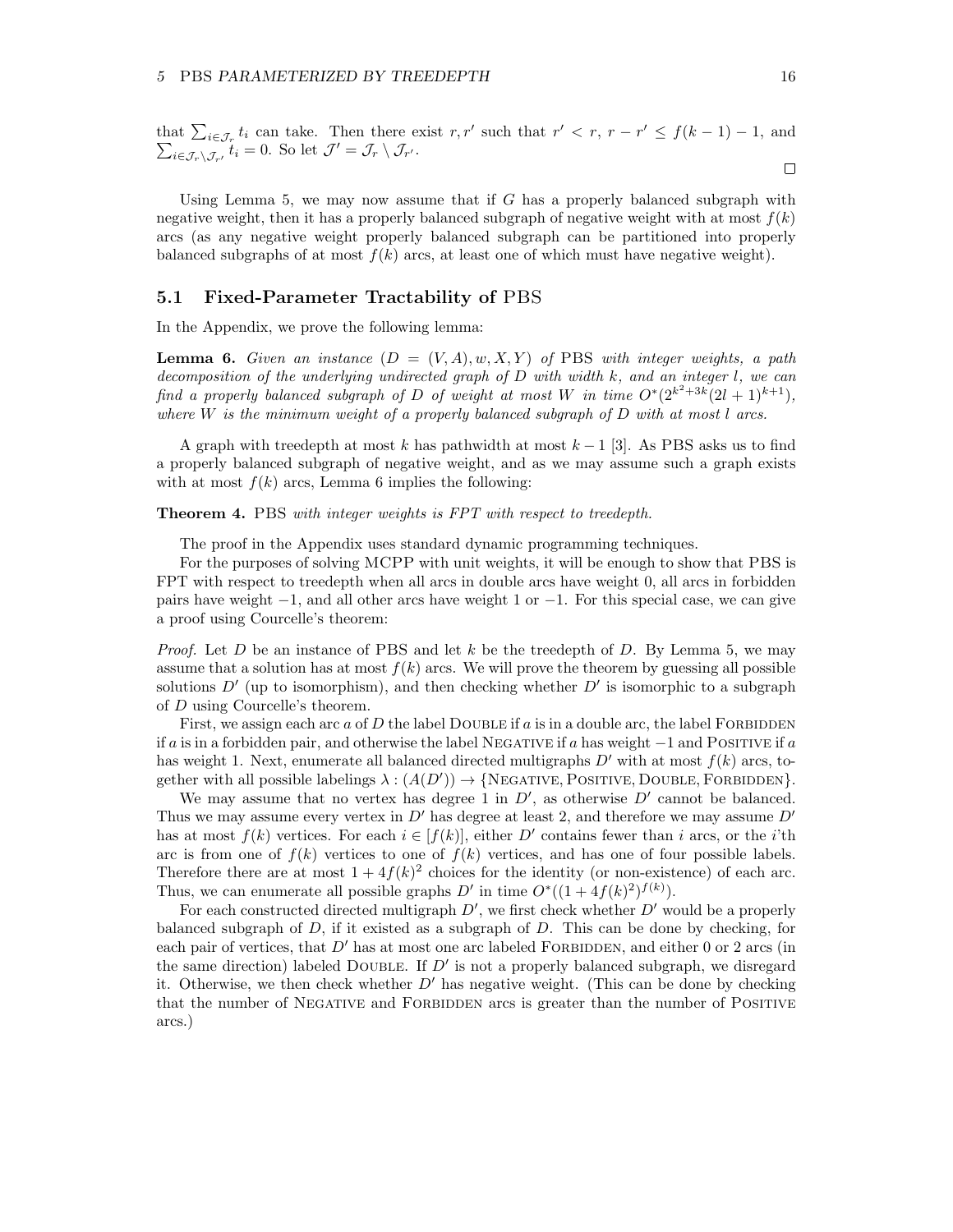that $\sum_{i \in \mathcal{J}_r} t_i$ can take. Then there exist $r, r'$ such that $r' < r$, $r - r' \leq f(k-1) - 1$, and $\sum_{i \in \mathcal{J}_r \setminus \mathcal{J}_{r'}} t_i = 0$. So let $\mathcal{J}' = \mathcal{J}_r \setminus \mathcal{J}_{r'}$.

∎

Using Lemma 5, we may now assume that if $G$ has a properly balanced subgraph with negative weight, then it has a properly balanced subgraph of negative weight with at most $f(k)$ arcs (as any negative weight properly balanced subgraph can be partitioned into properly balanced subgraphs of at most $f(k)$ arcs, at least one of which must have negative weight).

## 5.1 Fixed-Parameter Tractability of PBS

In the Appendix, we prove the following lemma:

**Lemma 6.** *Given an instance $(D = (V, A), w, X, Y)$ of* PBS *with integer weights, a path decomposition of the underlying undirected graph of $D$ with width $k$, and an integer $l$, we can find a properly balanced subgraph of $D$ of weight at most $W$ in time $O^*(2^{k^2+3k}(2l+1)^{k+1})$, where $W$ is the minimum weight of a properly balanced subgraph of $D$ with at most $l$ arcs.*

A graph with treedepth at most $k$ has pathwidth at most $k-1$ [3]. As PBS asks us to find a properly balanced subgraph of negative weight, and as we may assume such a graph exists with at most $f(k)$ arcs, Lemma 6 implies the following:

**Theorem 4.** PBS *with integer weights is FPT with respect to treedepth.*

The proof in the Appendix uses standard dynamic programming techniques.

For the purposes of solving MCPP with unit weights, it will be enough to show that PBS is FPT with respect to treedepth when all arcs in double arcs have weight 0, all arcs in forbidden pairs have weight $-1$, and all other arcs have weight 1 or $-1$. For this special case, we can give a proof using Courcelle's theorem:

*Proof.* Let $D$ be an instance of PBS and let $k$ be the treedepth of $D$. By Lemma 5, we may assume that a solution has at most $f(k)$ arcs. We will prove the theorem by guessing all possible solutions $D'$ (up to isomorphism), and then checking whether $D'$ is isomorphic to a subgraph of $D$ using Courcelle's theorem.

First, we assign each arc $a$ of $D$ the label DOUBLE if $a$ is in a double arc, the label FORBIDDEN if $a$ is in a forbidden pair, and otherwise the label NEGATIVE if $a$ has weight $-1$ and POSITIVE if $a$ has weight 1. Next, enumerate all balanced directed multigraphs $D'$ with at most $f(k)$ arcs, together with all possible labelings $\lambda : (A(D')) \to \{\text{NEGATIVE}, \text{POSITIVE}, \text{DOUBLE}, \text{FORBIDDEN}\}$.

We may assume that no vertex has degree 1 in $D'$, as otherwise $D'$ cannot be balanced. Thus we may assume every vertex in $D'$ has degree at least 2, and therefore we may assume $D'$ has at most $f(k)$ vertices. For each $i \in [f(k)]$, either $D'$ contains fewer than $i$ arcs, or the $i$'th arc is from one of $f(k)$ vertices to one of $f(k)$ vertices, and has one of four possible labels. Therefore there are at most $1 + 4f(k)^2$ choices for the identity (or non-existence) of each arc. Thus, we can enumerate all possible graphs $D'$ in time $O^*((1 + 4f(k)^2)^{f(k)})$.

For each constructed directed multigraph $D'$, we first check whether $D'$ would be a properly balanced subgraph of $D$, if it existed as a subgraph of $D$. This can be done by checking, for each pair of vertices, that $D'$ has at most one arc labeled FORBIDDEN, and either 0 or 2 arcs (in the same direction) labeled DOUBLE. If $D'$ is not a properly balanced subgraph, we disregard it. Otherwise, we then check whether $D'$ has negative weight. (This can be done by checking that the number of NEGATIVE and FORBIDDEN arcs is greater than the number of POSITIVE arcs.)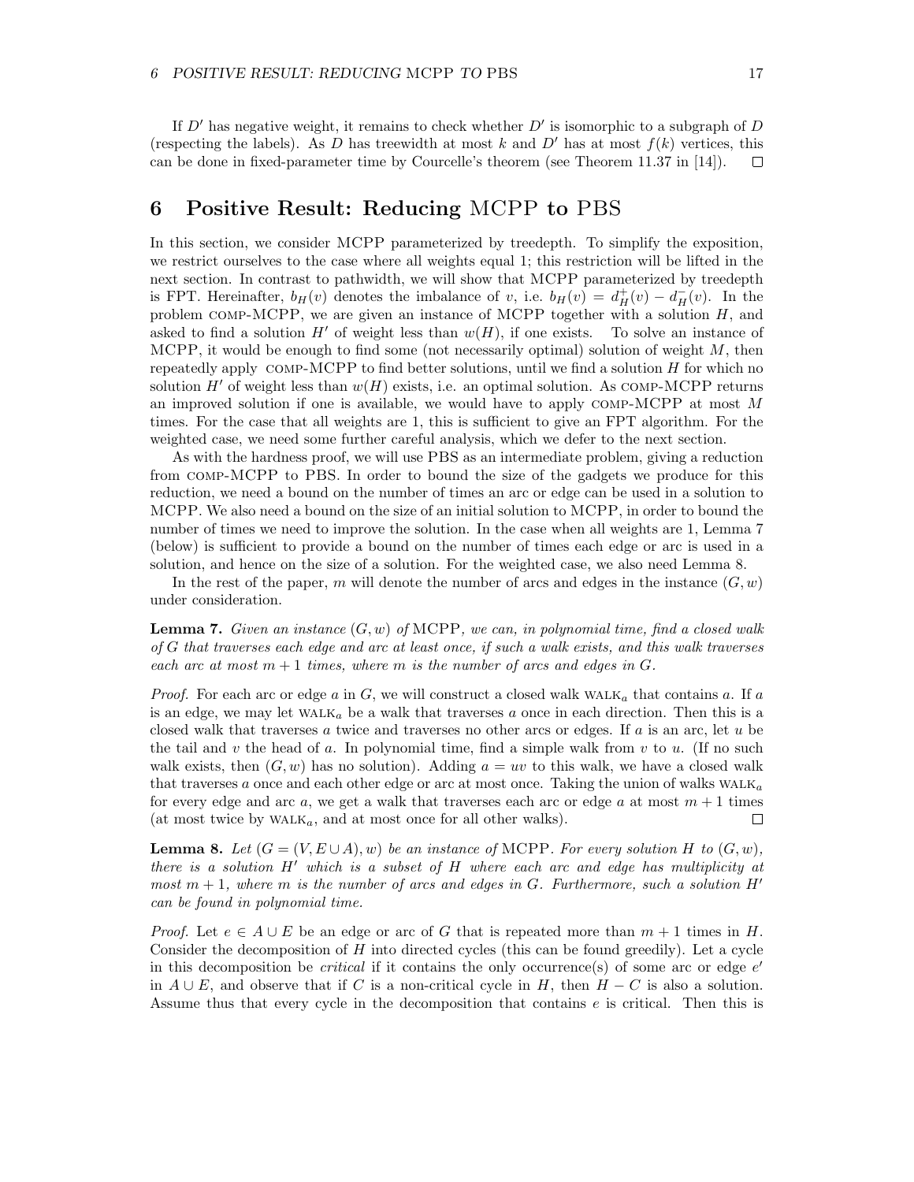If $D'$ has negative weight, it remains to check whether $D'$ is isomorphic to a subgraph of $D$ (respecting the labels). As $D$ has treewidth at most $k$ and $D'$ has at most $f(k)$ vertices, this can be done in fixed-parameter time by Courcelle's theorem (see Theorem 11.37 in [14]). ☐

# 6 Positive Result: Reducing MCPP to PBS

In this section, we consider MCPP parameterized by treedepth. To simplify the exposition, we restrict ourselves to the case where all weights equal 1; this restriction will be lifted in the next section. In contrast to pathwidth, we will show that MCPP parameterized by treedepth is FPT. Hereinafter, $b_H(v)$ denotes the imbalance of $v$, i.e. $b_H(v) = d^+_H(v) - d^-_H(v)$. In the problem COMP-MCPP, we are given an instance of MCPP together with a solution $H$, and asked to find a solution $H'$ of weight less than $w(H)$, if one exists. To solve an instance of MCPP, it would be enough to find some (not necessarily optimal) solution of weight $M$, then repeatedly apply COMP-MCPP to find better solutions, until we find a solution $H$ for which no solution $H'$ of weight less than $w(H)$ exists, i.e. an optimal solution. As COMP-MCPP returns an improved solution if one is available, we would have to apply COMP-MCPP at most $M$ times. For the case that all weights are 1, this is sufficient to give an FPT algorithm. For the weighted case, we need some further careful analysis, which we defer to the next section.

As with the hardness proof, we will use PBS as an intermediate problem, giving a reduction from COMP-MCPP to PBS. In order to bound the size of the gadgets we produce for this reduction, we need a bound on the number of times an arc or edge can be used in a solution to MCPP. We also need a bound on the size of an initial solution to MCPP, in order to bound the number of times we need to improve the solution. In the case when all weights are 1, Lemma 7 (below) is sufficient to provide a bound on the number of times each edge or arc is used in a solution, and hence on the size of a solution. For the weighted case, we also need Lemma 8.

In the rest of the paper, $m$ will denote the number of arcs and edges in the instance $(G, w)$ under consideration.

**Lemma 7.** *Given an instance $(G, w)$ of MCPP, we can, in polynomial time, find a closed walk of $G$ that traverses each edge and arc at least once, if such a walk exists, and this walk traverses each arc at most $m + 1$ times, where $m$ is the number of arcs and edges in $G$.*

*Proof.* For each arc or edge $a$ in $G$, we will construct a closed walk $\text{WALK}_a$ that contains $a$. If $a$ is an edge, we may let $\text{WALK}_a$ be a walk that traverses $a$ once in each direction. Then this is a closed walk that traverses $a$ twice and traverses no other arcs or edges. If $a$ is an arc, let $u$ be the tail and $v$ the head of $a$. In polynomial time, find a simple walk from $v$ to $u$. (If no such walk exists, then $(G, w)$ has no solution). Adding $a = uv$ to this walk, we have a closed walk that traverses $a$ once and each other edge or arc at most once. Taking the union of walks $\text{WALK}_a$ for every edge and arc $a$, we get a walk that traverses each arc or edge $a$ at most $m + 1$ times (at most twice by $\text{WALK}_a$, and at most once for all other walks). ☐

**Lemma 8.** *Let $(G = (V, E \cup A), w)$ be an instance of MCPP. For every solution $H$ to $(G, w)$, there is a solution $H'$ which is a subset of $H$ where each arc and edge has multiplicity at most $m + 1$, where $m$ is the number of arcs and edges in $G$. Furthermore, such a solution $H'$ can be found in polynomial time.*

*Proof.* Let $e \in A \cup E$ be an edge or arc of $G$ that is repeated more than $m + 1$ times in $H$. Consider the decomposition of $H$ into directed cycles (this can be found greedily). Let a cycle in this decomposition be *critical* if it contains the only occurrence(s) of some arc or edge $e'$ in $A \cup E$, and observe that if $C$ is a non-critical cycle in $H$, then $H - C$ is also a solution. Assume thus that every cycle in the decomposition that contains $e$ is critical. Then this is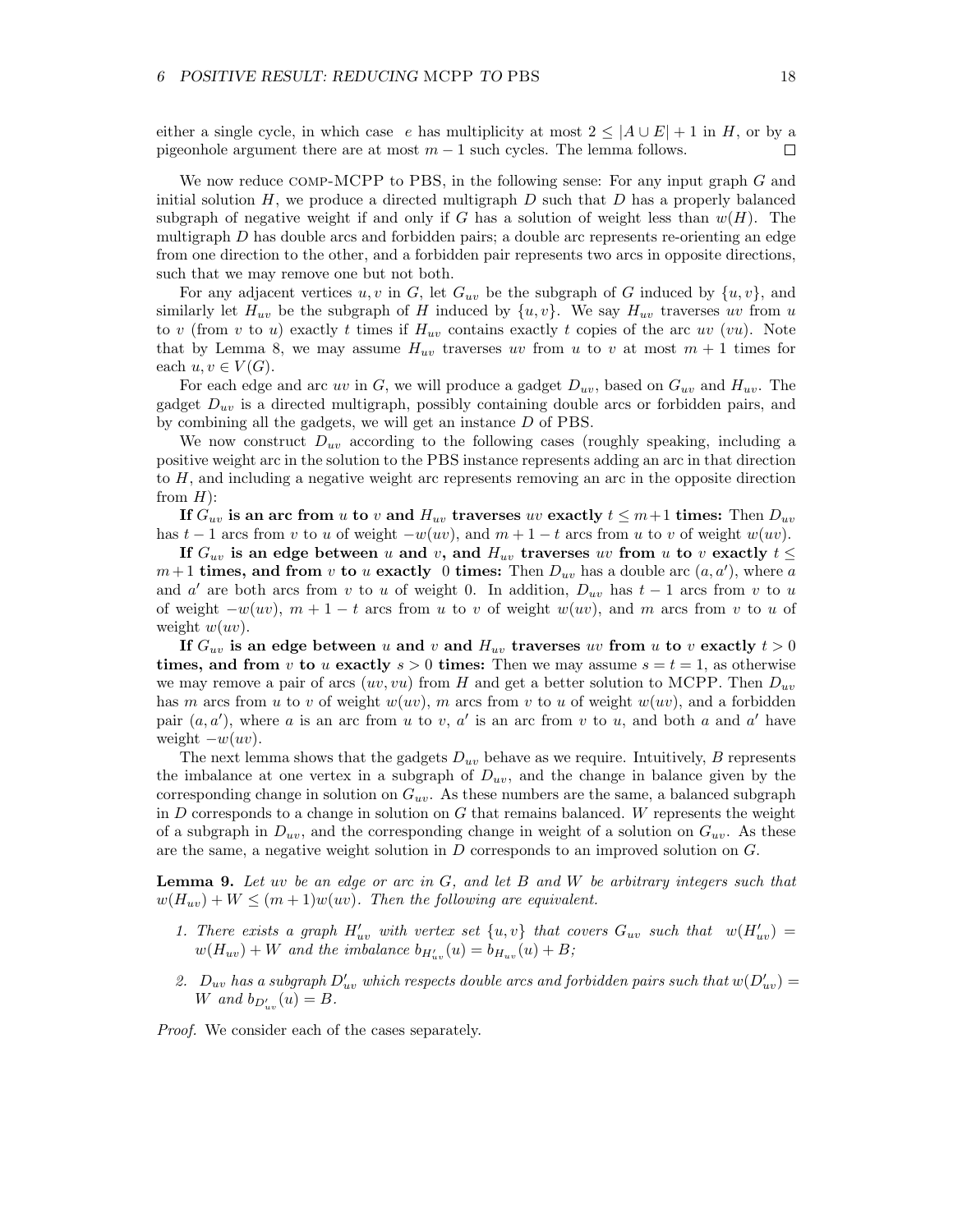either a single cycle, in which case $e$ has multiplicity at most $2 \leq |A \cup E| + 1$ in $H$, or by a pigeonhole argument there are at most $m-1$ such cycles. The lemma follows. $\square$

We now reduce COMP-MCPP to PBS, in the following sense: For any input graph $G$ and initial solution $H$, we produce a directed multigraph $D$ such that $D$ has a properly balanced subgraph of negative weight if and only if $G$ has a solution of weight less than $w(H)$. The multigraph $D$ has double arcs and forbidden pairs; a double arc represents re-orienting an edge from one direction to the other, and a forbidden pair represents two arcs in opposite directions, such that we may remove one but not both.

For any adjacent vertices $u, v$ in $G$, let $G_{uv}$ be the subgraph of $G$ induced by $\{u, v\}$, and similarly let $H_{uv}$ be the subgraph of $H$ induced by $\{u, v\}$. We say $H_{uv}$ traverses $uv$ from $u$ to $v$ (from $v$ to $u$) exactly $t$ times if $H_{uv}$ contains exactly $t$ copies of the arc $uv$ ($vu$). Note that by Lemma 8, we may assume $H_{uv}$ traverses $uv$ from $u$ to $v$ at most $m+1$ times for each $u, v \in V(G)$.

For each edge and arc $uv$ in $G$, we will produce a gadget $D_{uv}$, based on $G_{uv}$ and $H_{uv}$. The gadget $D_{uv}$ is a directed multigraph, possibly containing double arcs or forbidden pairs, and by combining all the gadgets, we will get an instance $D$ of PBS.

We now construct $D_{uv}$ according to the following cases (roughly speaking, including a positive weight arc in the solution to the PBS instance represents adding an arc in that direction to $H$, and including a negative weight arc represents removing an arc in the opposite direction from $H$):

**If $G_{uv}$ is an arc from $u$ to $v$ and $H_{uv}$ traverses $uv$ exactly $t \leq m+1$ times:** Then $D_{uv}$ has $t-1$ arcs from $v$ to $u$ of weight $-w(uv)$, and $m+1-t$ arcs from $u$ to $v$ of weight $w(uv)$.

**If $G_{uv}$ is an edge between $u$ and $v$, and $H_{uv}$ traverses $uv$ from $u$ to $v$ exactly $t \leq m+1$ times, and from $v$ to $u$ exactly $0$ times:** Then $D_{uv}$ has a double arc $(a, a')$, where $a$ and $a'$ are both arcs from $v$ to $u$ of weight 0. In addition, $D_{uv}$ has $t-1$ arcs from $v$ to $u$ of weight $-w(uv)$, $m+1-t$ arcs from $u$ to $v$ of weight $w(uv)$, and $m$ arcs from $v$ to $u$ of weight $w(uv)$.

**If $G_{uv}$ is an edge between $u$ and $v$ and $H_{uv}$ traverses $uv$ from $u$ to $v$ exactly $t > 0$ times, and from $v$ to $u$ exactly $s > 0$ times:** Then we may assume $s = t = 1$, as otherwise we may remove a pair of arcs $(uv, vu)$ from $H$ and get a better solution to MCPP. Then $D_{uv}$ has $m$ arcs from $u$ to $v$ of weight $w(uv)$, $m$ arcs from $v$ to $u$ of weight $w(uv)$, and a forbidden pair $(a, a')$, where $a$ is an arc from $u$ to $v$, $a'$ is an arc from $v$ to $u$, and both $a$ and $a'$ have weight $-w(uv)$.

The next lemma shows that the gadgets $D_{uv}$ behave as we require. Intuitively, $B$ represents the imbalance at one vertex in a subgraph of $D_{uv}$, and the change in balance given by the corresponding change in solution on $G_{uv}$. As these numbers are the same, a balanced subgraph in $D$ corresponds to a change in solution on $G$ that remains balanced. $W$ represents the weight of a subgraph in $D_{uv}$, and the corresponding change in weight of a solution on $G_{uv}$. As these are the same, a negative weight solution in $D$ corresponds to an improved solution on $G$.

**Lemma 9.** *Let $uv$ be an edge or arc in $G$, and let $B$ and $W$ be arbitrary integers such that $w(H_{uv}) + W \leq (m+1)w(uv)$. Then the following are equivalent.*

1. *There exists a graph $H'_{uv}$ with vertex set $\{u, v\}$ that covers $G_{uv}$ such that $w(H'_{uv}) = w(H_{uv}) + W$ and the imbalance $b_{H'_{uv}}(u) = b_{H_{uv}}(u) + B$;*
2. *$D_{uv}$ has a subgraph $D'_{uv}$ which respects double arcs and forbidden pairs such that $w(D'_{uv}) = W$ and $b_{D'_{uv}}(u) = B$.*

*Proof.* We consider each of the cases separately.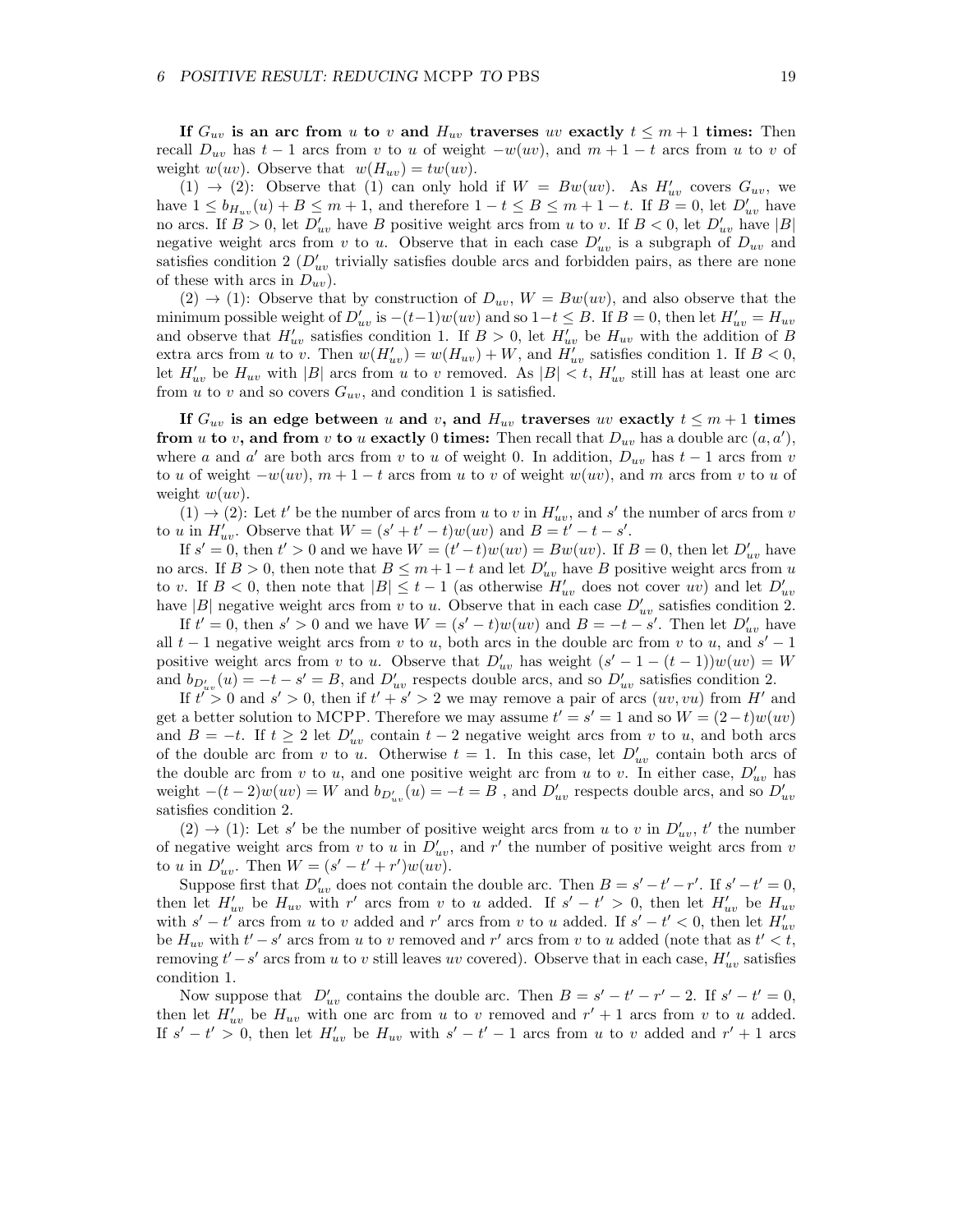**If $G_{uv}$ is an arc from $u$ to $v$ and $H_{uv}$ traverses $uv$ exactly $t \leq m+1$ times:** Then recall $D_{uv}$ has $t-1$ arcs from $v$ to $u$ of weight $-w(uv)$, and $m+1-t$ arcs from $u$ to $v$ of weight $w(uv)$. Observe that $w(H_{uv}) = tw(uv)$.

(1) → (2): Observe that (1) can only hold if $W = Bw(uv)$. As $H'_{uv}$ covers $G_{uv}$, we have $1 \leq b_{H_{uv}}(u) + B \leq m+1$, and therefore $1-t \leq B \leq m+1-t$. If $B=0$, let $D'_{uv}$ have no arcs. If $B>0$, let $D'_{uv}$ have $B$ positive weight arcs from $u$ to $v$. If $B<0$, let $D'_{uv}$ have $|B|$ negative weight arcs from $v$ to $u$. Observe that in each case $D'_{uv}$ is a subgraph of $D_{uv}$ and satisfies condition 2 ($D'_{uv}$ trivially satisfies double arcs and forbidden pairs, as there are none of these with arcs in $D_{uv}$).

(2) → (1): Observe that by construction of $D_{uv}$, $W = Bw(uv)$, and also observe that the minimum possible weight of $D'_{uv}$ is $-(t-1)w(uv)$ and so $1-t \leq B$. If $B=0$, then let $H'_{uv} = H_{uv}$ and observe that $H'_{uv}$ satisfies condition 1. If $B>0$, let $H'_{uv}$ be $H_{uv}$ with the addition of $B$ extra arcs from $u$ to $v$. Then $w(H'_{uv}) = w(H_{uv}) + W$, and $H'_{uv}$ satisfies condition 1. If $B<0$, let $H'_{uv}$ be $H_{uv}$ with $|B|$ arcs from $u$ to $v$ removed. As $|B| < t$, $H'_{uv}$ still has at least one arc from $u$ to $v$ and so covers $G_{uv}$, and condition 1 is satisfied.

**If $G_{uv}$ is an edge between $u$ and $v$, and $H_{uv}$ traverses $uv$ exactly $t \leq m+1$ times from $u$ to $v$, and from $v$ to $u$ exactly 0 times:** Then recall that $D_{uv}$ has a double arc $(a, a')$, where $a$ and $a'$ are both arcs from $v$ to $u$ of weight 0. In addition, $D_{uv}$ has $t-1$ arcs from $v$ to $u$ of weight $-w(uv)$, $m+1-t$ arcs from $u$ to $v$ of weight $w(uv)$, and $m$ arcs from $v$ to $u$ of weight $w(uv)$.

(1) → (2): Let $t'$ be the number of arcs from $u$ to $v$ in $H'_{uv}$, and $s'$ the number of arcs from $v$ to $u$ in $H'_{uv}$. Observe that $W = (s'+t'-t)w(uv)$ and $B = t'-t-s'$.

If $s'=0$, then $t'>0$ and we have $W = (t'-t)w(uv) = Bw(uv)$. If $B=0$, then let $D'_{uv}$ have no arcs. If $B>0$, then note that $B \leq m+1-t$ and let $D'_{uv}$ have $B$ positive weight arcs from $u$ to $v$. If $B<0$, then note that $|B| \leq t-1$ (as otherwise $H'_{uv}$ does not cover $uv$) and let $D'_{uv}$ have $|B|$ negative weight arcs from $v$ to $u$. Observe that in each case $D'_{uv}$ satisfies condition 2.

If $t'=0$, then $s'>0$ and we have $W = (s'-t)w(uv)$ and $B = -t-s'$. Then let $D'_{uv}$ have all $t-1$ negative weight arcs from $v$ to $u$, both arcs in the double arc from $v$ to $u$, and $s'-1$ positive weight arcs from $v$ to $u$. Observe that $D'_{uv}$ has weight $(s'-1-(t-1))w(uv) = W$ and $b_{D'_{uv}}(u) = -t-s' = B$, and $D'_{uv}$ respects double arcs, and so $D'_{uv}$ satisfies condition 2.

If $t'>0$ and $s'>0$, then if $t'+s'>2$ we may remove a pair of arcs $(uv, vu)$ from $H'$ and get a better solution to MCPP. Therefore we may assume $t'=s'=1$ and so $W = (2-t)w(uv)$ and $B=-t$. If $t \geq 2$ let $D'_{uv}$ contain $t-2$ negative weight arcs from $v$ to $u$, and both arcs of the double arc from $v$ to $u$. Otherwise $t=1$. In this case, let $D'_{uv}$ contain both arcs of the double arc from $v$ to $u$, and one positive weight arc from $u$ to $v$. In either case, $D'_{uv}$ has weight $-(t-2)w(uv) = W$ and $b_{D'_{uv}}(u) = -t = B$ , and $D'_{uv}$ respects double arcs, and so $D'_{uv}$ satisfies condition 2.

(2) → (1): Let $s'$ be the number of positive weight arcs from $u$ to $v$ in $D'_{uv}$, $t'$ the number of negative weight arcs from $v$ to $u$ in $D'_{uv}$, and $r'$ the number of positive weight arcs from $v$ to $u$ in $D'_{uv}$. Then $W = (s'-t'+r')w(uv)$.

Suppose first that $D'_{uv}$ does not contain the double arc. Then $B = s'-t'-r'$. If $s'-t'=0$, then let $H'_{uv}$ be $H_{uv}$ with $r'$ arcs from $v$ to $u$ added. If $s'-t'>0$, then let $H'_{uv}$ be $H_{uv}$ with $s'-t'$ arcs from $u$ to $v$ added and $r'$ arcs from $v$ to $u$ added. If $s'-t'<0$, then let $H'_{uv}$ be $H_{uv}$ with $t'-s'$ arcs from $u$ to $v$ removed and $r'$ arcs from $v$ to $u$ added (note that as $t'<t$, removing $t'-s'$ arcs from $u$ to $v$ still leaves $uv$ covered). Observe that in each case, $H'_{uv}$ satisfies condition 1.

Now suppose that $D'_{uv}$ contains the double arc. Then $B = s'-t'-r'-2$. If $s'-t'=0$, then let $H'_{uv}$ be $H_{uv}$ with one arc from $u$ to $v$ removed and $r'+1$ arcs from $v$ to $u$ added. If $s'-t'>0$, then let $H'_{uv}$ be $H_{uv}$ with $s'-t'-1$ arcs from $u$ to $v$ added and $r'+1$ arcs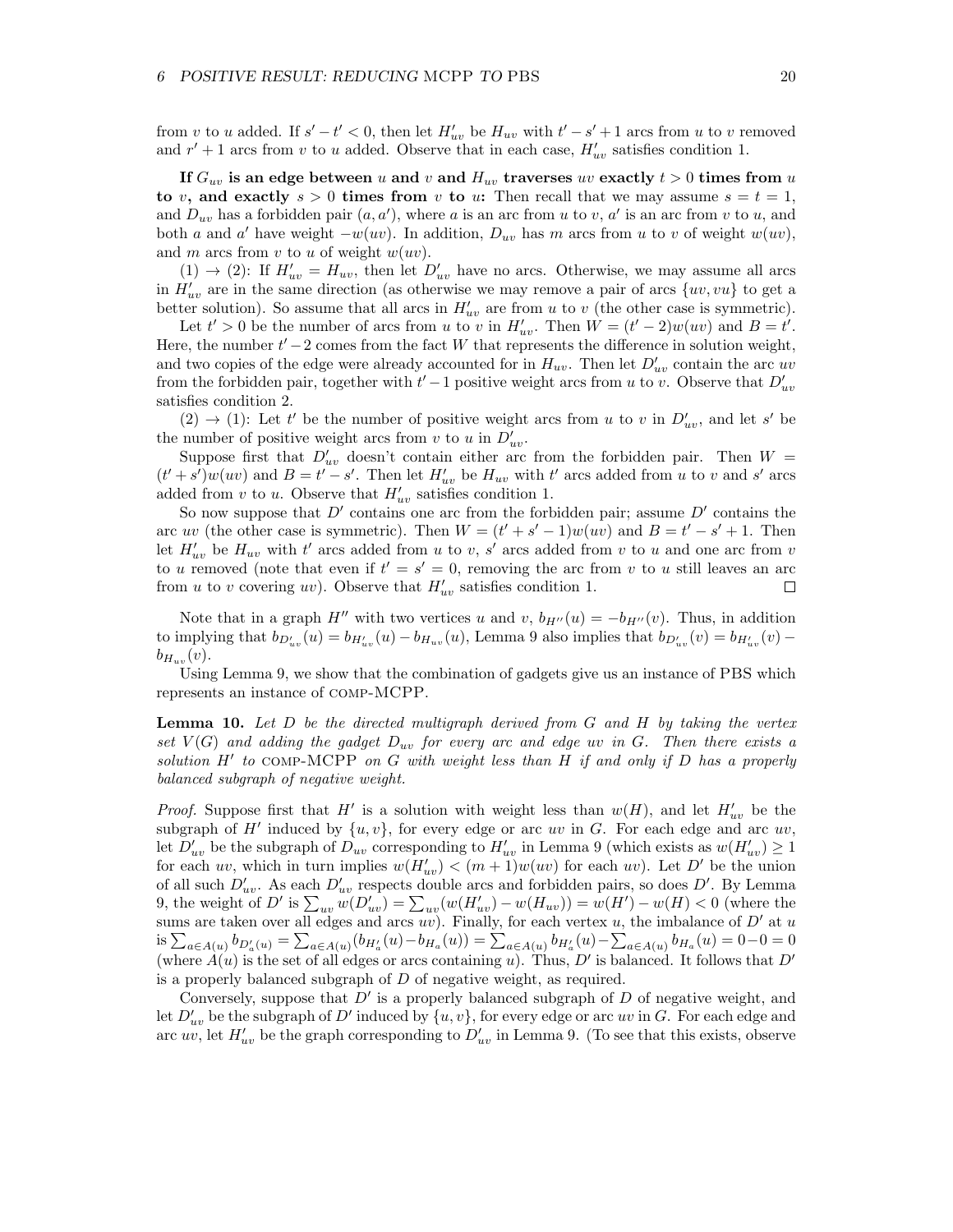from $v$ to $u$ added. If $s' - t' < 0$, then let $H'_{uv}$ be $H_{uv}$ with $t' - s' + 1$ arcs from $u$ to $v$ removed and $r' + 1$ arcs from $v$ to $u$ added. Observe that in each case, $H'_{uv}$ satisfies condition 1.

**If $G_{uv}$ is an edge between $u$ and $v$ and $H_{uv}$ traverses $uv$ exactly $t > 0$ times from $u$ to $v$, and exactly $s > 0$ times from $v$ to $u$:** Then recall that we may assume $s = t = 1$, and $D_{uv}$ has a forbidden pair $(a, a')$, where $a$ is an arc from $u$ to $v$, $a'$ is an arc from $v$ to $u$, and both $a$ and $a'$ have weight $-w(uv)$. In addition, $D_{uv}$ has $m$ arcs from $u$ to $v$ of weight $w(uv)$, and $m$ arcs from $v$ to $u$ of weight $w(uv)$.

(1) $\rightarrow$ (2): If $H'_{uv} = H_{uv}$, then let $D'_{uv}$ have no arcs. Otherwise, we may assume all arcs in $H'_{uv}$ are in the same direction (as otherwise we may remove a pair of arcs $\{uv, vu\}$ to get a better solution). So assume that all arcs in $H'_{uv}$ are from $u$ to $v$ (the other case is symmetric).

Let $t' > 0$ be the number of arcs from $u$ to $v$ in $H'_{uv}$. Then $W = (t' - 2)w(uv)$ and $B = t'$. Here, the number $t' - 2$ comes from the fact $W$ that represents the difference in solution weight, and two copies of the edge were already accounted for in $H_{uv}$. Then let $D'_{uv}$ contain the arc $uv$ from the forbidden pair, together with $t' - 1$ positive weight arcs from $u$ to $v$. Observe that $D'_{uv}$ satisfies condition 2.

(2) $\rightarrow$ (1): Let $t'$ be the number of positive weight arcs from $u$ to $v$ in $D'_{uv}$, and let $s'$ be the number of positive weight arcs from $v$ to $u$ in $D'_{uv}$.

Suppose first that $D'_{uv}$ doesn't contain either arc from the forbidden pair. Then $W = (t' + s')w(uv)$ and $B = t' - s'$. Then let $H'_{uv}$ be $H_{uv}$ with $t'$ arcs added from $u$ to $v$ and $s'$ arcs added from $v$ to $u$. Observe that $H'_{uv}$ satisfies condition 1.

So now suppose that $D'$ contains one arc from the forbidden pair; assume $D'$ contains the arc $uv$ (the other case is symmetric). Then $W = (t' + s' - 1)w(uv)$ and $B = t' - s' + 1$. Then let $H'_{uv}$ be $H_{uv}$ with $t'$ arcs added from $u$ to $v$, $s'$ arcs added from $v$ to $u$ and one arc from $v$ to $u$ removed (note that even if $t' = s' = 0$, removing the arc from $v$ to $u$ still leaves an arc from $u$ to $v$ covering $uv$). Observe that $H'_{uv}$ satisfies condition 1. $\square$

Note that in a graph $H''$ with two vertices $u$ and $v$, $b_{H''}(u) = -b_{H''}(v)$. Thus, in addition to implying that $b_{D'_{uv}}(u) = b_{H'_{uv}}(u) - b_{H_{uv}}(u)$, Lemma 9 also implies that $b_{D'_{uv}}(v) = b_{H'_{uv}}(v) - b_{H_{uv}}(v)$.

Using Lemma 9, we show that the combination of gadgets give us an instance of PBS which represents an instance of COMP-MCPP.

**Lemma 10.** *Let $D$ be the directed multigraph derived from $G$ and $H$ by taking the vertex set $V(G)$ and adding the gadget $D_{uv}$ for every arc and edge $uv$ in $G$. Then there exists a solution $H'$ to* COMP-MCPP *on $G$ with weight less than $H$ if and only if $D$ has a properly balanced subgraph of negative weight.*

*Proof.* Suppose first that $H'$ is a solution with weight less than $w(H)$, and let $H'_{uv}$ be the subgraph of $H'$ induced by $\{u, v\}$, for every edge or arc $uv$ in $G$. For each edge and arc $uv$, let $D'_{uv}$ be the subgraph of $D_{uv}$ corresponding to $H'_{uv}$ in Lemma 9 (which exists as $w(H'_{uv}) \geq 1$ for each $uv$, which in turn implies $w(H'_{uv}) < (m + 1)w(uv)$ for each $uv$). Let $D'$ be the union of all such $D'_{uv}$. As each $D'_{uv}$ respects double arcs and forbidden pairs, so does $D'$. By Lemma 9, the weight of $D'$ is $\sum_{uv} w(D'_{uv}) = \sum_{uv}(w(H'_{uv}) - w(H_{uv})) = w(H') - w(H) < 0$ (where the sums are taken over all edges and arcs $uv$). Finally, for each vertex $u$, the imbalance of $D'$ at $u$ is $\sum_{a \in A(u)} b_{D'_a(u)} = \sum_{a \in A(u)}(b_{H'_a}(u) - b_{H_a}(u)) = \sum_{a \in A(u)} b_{H'_a}(u) - \sum_{a \in A(u)} b_{H_a}(u) = 0 - 0 = 0$ (where $A(u)$ is the set of all edges or arcs containing $u$). Thus, $D'$ is balanced. It follows that $D'$ is a properly balanced subgraph of $D$ of negative weight, as required.

Conversely, suppose that $D'$ is a properly balanced subgraph of $D$ of negative weight, and let $D'_{uv}$ be the subgraph of $D'$ induced by $\{u, v\}$, for every edge or arc $uv$ in $G$. For each edge and arc $uv$, let $H'_{uv}$ be the graph corresponding to $D'_{uv}$ in Lemma 9. (To see that this exists, observe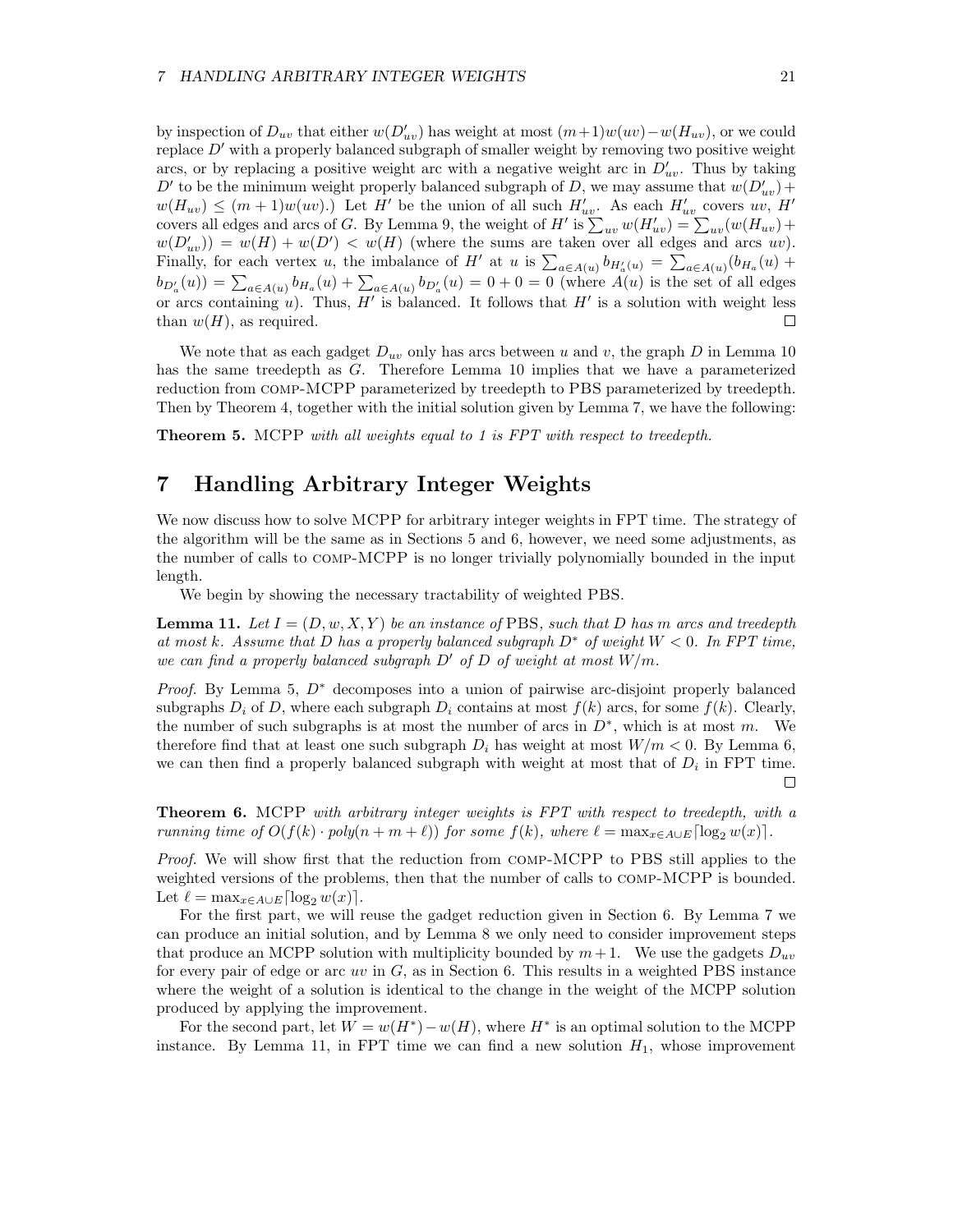by inspection of $D_{uv}$ that either $w(D'_{uv})$ has weight at most $(m+1)w(uv) - w(H_{uv})$, or we could replace $D'$ with a properly balanced subgraph of smaller weight by removing two positive weight arcs, or by replacing a positive weight arc with a negative weight arc in $D'_{uv}$. Thus by taking $D'$ to be the minimum weight properly balanced subgraph of $D$, we may assume that $w(D'_{uv}) + w(H_{uv}) \leq (m+1)w(uv)$.) Let $H'$ be the union of all such $H'_{uv}$. As each $H'_{uv}$ covers $uv$, $H'$ covers all edges and arcs of $G$. By Lemma 9, the weight of $H'$ is $\sum_{uv} w(H'_{uv}) = \sum_{uv}(w(H_{uv}) + w(D'_{uv})) = w(H) + w(D') < w(H)$ (where the sums are taken over all edges and arcs $uv$). Finally, for each vertex $u$, the imbalance of $H'$ at $u$ is $\sum_{a \in A(u)} b_{H'_a(u)} = \sum_{a \in A(u)}(b_{H_a}(u) + b_{D'_a}(u)) = \sum_{a \in A(u)} b_{H_a}(u) + \sum_{a \in A(u)} b_{D'_a}(u) = 0 + 0 = 0$ (where $A(u)$ is the set of all edges or arcs containing $u$). Thus, $H'$ is balanced. It follows that $H'$ is a solution with weight less than $w(H)$, as required. $\square$

We note that as each gadget $D_{uv}$ only has arcs between $u$ and $v$, the graph $D$ in Lemma 10 has the same treedepth as $G$. Therefore Lemma 10 implies that we have a parameterized reduction from COMP-MCPP parameterized by treedepth to PBS parameterized by treedepth. Then by Theorem 4, together with the initial solution given by Lemma 7, we have the following:

**Theorem 5.** MCPP *with all weights equal to 1 is FPT with respect to treedepth.*

# 7 Handling Arbitrary Integer Weights

We now discuss how to solve MCPP for arbitrary integer weights in FPT time. The strategy of the algorithm will be the same as in Sections 5 and 6, however, we need some adjustments, as the number of calls to COMP-MCPP is no longer trivially polynomially bounded in the input length.

We begin by showing the necessary tractability of weighted PBS.

**Lemma 11.** *Let $I = (D, w, X, Y)$ be an instance of* PBS*, such that $D$ has $m$ arcs and treedepth at most $k$. Assume that $D$ has a properly balanced subgraph $D^*$ of weight $W < 0$. In FPT time, we can find a properly balanced subgraph $D'$ of $D$ of weight at most $W/m$.*

*Proof.* By Lemma 5, $D^*$ decomposes into a union of pairwise arc-disjoint properly balanced subgraphs $D_i$ of $D$, where each subgraph $D_i$ contains at most $f(k)$ arcs, for some $f(k)$. Clearly, the number of such subgraphs is at most the number of arcs in $D^*$, which is at most $m$. We therefore find that at least one such subgraph $D_i$ has weight at most $W/m < 0$. By Lemma 6, we can then find a properly balanced subgraph with weight at most that of $D_i$ in FPT time. $\square$

**Theorem 6.** MCPP *with arbitrary integer weights is FPT with respect to treedepth, with a running time of $O(f(k) \cdot poly(n + m + \ell))$ for some $f(k)$, where $\ell = \max_{x \in A \cup E} \lceil \log_2 w(x) \rceil$.*

*Proof.* We will show first that the reduction from COMP-MCPP to PBS still applies to the weighted versions of the problems, then that the number of calls to COMP-MCPP is bounded. Let $\ell = \max_{x \in A \cup E} \lceil \log_2 w(x) \rceil$.

For the first part, we will reuse the gadget reduction given in Section 6. By Lemma 7 we can produce an initial solution, and by Lemma 8 we only need to consider improvement steps that produce an MCPP solution with multiplicity bounded by $m+1$. We use the gadgets $D_{uv}$ for every pair of edge or arc $uv$ in $G$, as in Section 6. This results in a weighted PBS instance where the weight of a solution is identical to the change in the weight of the MCPP solution produced by applying the improvement.

For the second part, let $W = w(H^*) - w(H)$, where $H^*$ is an optimal solution to the MCPP instance. By Lemma 11, in FPT time we can find a new solution $H_1$, whose improvement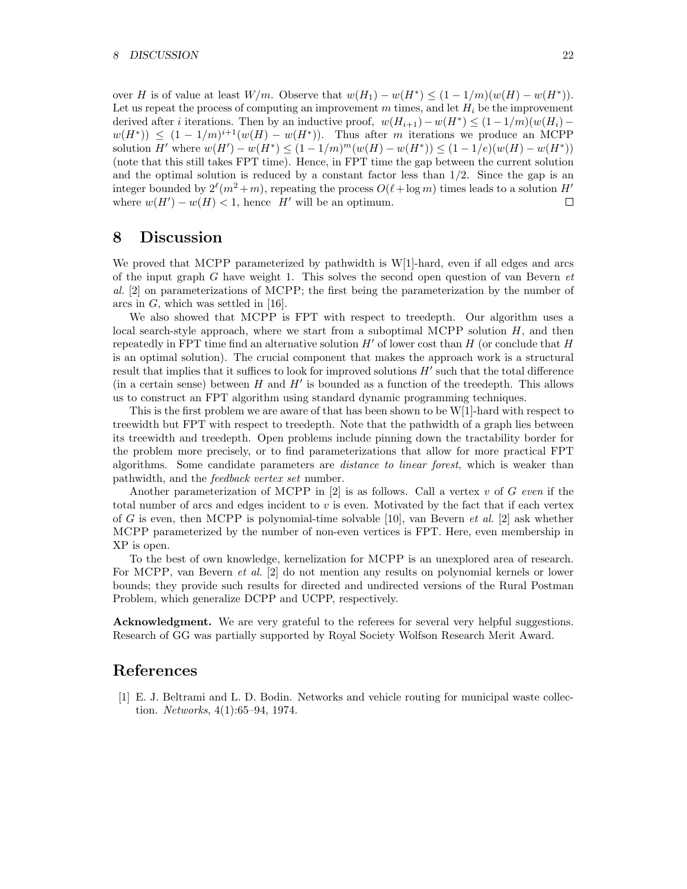over $H$ is of value at least $W/m$. Observe that $w(H_1) - w(H^*) \leq (1 - 1/m)(w(H) - w(H^*))$. Let us repeat the process of computing an improvement $m$ times, and let $H_i$ be the improvement derived after $i$ iterations. Then by an inductive proof, $w(H_{i+1}) - w(H^*) \leq (1 - 1/m)(w(H_i) - w(H^*)) \leq (1 - 1/m)^{i+1}(w(H) - w(H^*))$. Thus after $m$ iterations we produce an MCPP solution $H'$ where $w(H') - w(H^*) \leq (1 - 1/m)^m(w(H) - w(H^*)) \leq (1 - 1/e)(w(H) - w(H^*))$ (note that this still takes FPT time). Hence, in FPT time the gap between the current solution and the optimal solution is reduced by a constant factor less than $1/2$. Since the gap is an integer bounded by $2^\ell(m^2 + m)$, repeating the process $O(\ell + \log m)$ times leads to a solution $H'$ where $w(H') - w(H) < 1$, hence $H'$ will be an optimum. □

# 8 Discussion

We proved that MCPP parameterized by pathwidth is W[1]-hard, even if all edges and arcs of the input graph $G$ have weight 1. This solves the second open question of van Bevern *et al.* [2] on parameterizations of MCPP; the first being the parameterization by the number of arcs in $G$, which was settled in [16].

We also showed that MCPP is FPT with respect to treedepth. Our algorithm uses a local search-style approach, where we start from a suboptimal MCPP solution $H$, and then repeatedly in FPT time find an alternative solution $H'$ of lower cost than $H$ (or conclude that $H$ is an optimal solution). The crucial component that makes the approach work is a structural result that implies that it suffices to look for improved solutions $H'$ such that the total difference (in a certain sense) between $H$ and $H'$ is bounded as a function of the treedepth. This allows us to construct an FPT algorithm using standard dynamic programming techniques.

This is the first problem we are aware of that has been shown to be W[1]-hard with respect to treewidth but FPT with respect to treedepth. Note that the pathwidth of a graph lies between its treewidth and treedepth. Open problems include pinning down the tractability border for the problem more precisely, or to find parameterizations that allow for more practical FPT algorithms. Some candidate parameters are *distance to linear forest*, which is weaker than pathwidth, and the *feedback vertex set* number.

Another parameterization of MCPP in [2] is as follows. Call a vertex $v$ of $G$ *even* if the total number of arcs and edges incident to $v$ is even. Motivated by the fact that if each vertex of $G$ is even, then MCPP is polynomial-time solvable [10], van Bevern *et al.* [2] ask whether MCPP parameterized by the number of non-even vertices is FPT. Here, even membership in XP is open.

To the best of own knowledge, kernelization for MCPP is an unexplored area of research. For MCPP, van Bevern *et al.* [2] do not mention any results on polynomial kernels or lower bounds; they provide such results for directed and undirected versions of the Rural Postman Problem, which generalize DCPP and UCPP, respectively.

**Acknowledgment.** We are very grateful to the referees for several very helpful suggestions. Research of GG was partially supported by Royal Society Wolfson Research Merit Award.

# References

[1] E. J. Beltrami and L. D. Bodin. Networks and vehicle routing for municipal waste collection. *Networks*, 4(1):65–94, 1974.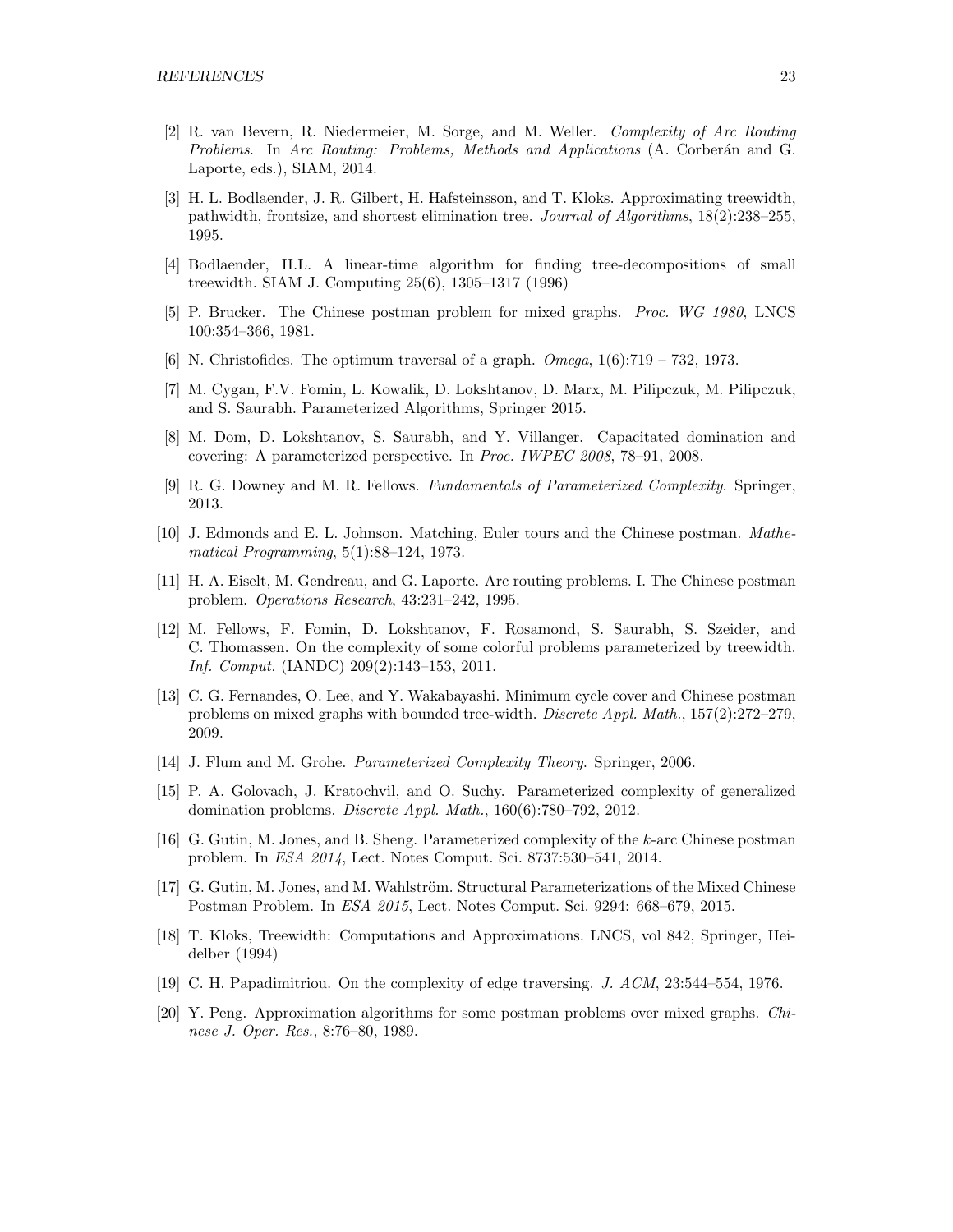[2] R. van Bevern, R. Niedermeier, M. Sorge, and M. Weller. *Complexity of Arc Routing Problems*. In *Arc Routing: Problems, Methods and Applications* (A. Corberán and G. Laporte, eds.), SIAM, 2014.

[3] H. L. Bodlaender, J. R. Gilbert, H. Hafsteinsson, and T. Kloks. Approximating treewidth, pathwidth, frontsize, and shortest elimination tree. *Journal of Algorithms*, 18(2):238–255, 1995.

[4] Bodlaender, H.L. A linear-time algorithm for finding tree-decompositions of small treewidth. SIAM J. Computing 25(6), 1305–1317 (1996)

[5] P. Brucker. The Chinese postman problem for mixed graphs. *Proc. WG 1980*, LNCS 100:354–366, 1981.

[6] N. Christofides. The optimum traversal of a graph. *Omega*, 1(6):719 – 732, 1973.

[7] M. Cygan, F.V. Fomin, L. Kowalik, D. Lokshtanov, D. Marx, M. Pilipczuk, M. Pilipczuk, and S. Saurabh. Parameterized Algorithms, Springer 2015.

[8] M. Dom, D. Lokshtanov, S. Saurabh, and Y. Villanger. Capacitated domination and covering: A parameterized perspective. In *Proc. IWPEC 2008*, 78–91, 2008.

[9] R. G. Downey and M. R. Fellows. *Fundamentals of Parameterized Complexity*. Springer, 2013.

[10] J. Edmonds and E. L. Johnson. Matching, Euler tours and the Chinese postman. *Mathematical Programming*, 5(1):88–124, 1973.

[11] H. A. Eiselt, M. Gendreau, and G. Laporte. Arc routing problems. I. The Chinese postman problem. *Operations Research*, 43:231–242, 1995.

[12] M. Fellows, F. Fomin, D. Lokshtanov, F. Rosamond, S. Saurabh, S. Szeider, and C. Thomassen. On the complexity of some colorful problems parameterized by treewidth. *Inf. Comput.* (IANDC) 209(2):143–153, 2011.

[13] C. G. Fernandes, O. Lee, and Y. Wakabayashi. Minimum cycle cover and Chinese postman problems on mixed graphs with bounded tree-width. *Discrete Appl. Math.*, 157(2):272–279, 2009.

[14] J. Flum and M. Grohe. *Parameterized Complexity Theory*. Springer, 2006.

[15] P. A. Golovach, J. Kratochvil, and O. Suchy. Parameterized complexity of generalized domination problems. *Discrete Appl. Math.*, 160(6):780–792, 2012.

[16] G. Gutin, M. Jones, and B. Sheng. Parameterized complexity of the $k$-arc Chinese postman problem. In *ESA 2014*, Lect. Notes Comput. Sci. 8737:530–541, 2014.

[17] G. Gutin, M. Jones, and M. Wahlström. Structural Parameterizations of the Mixed Chinese Postman Problem. In *ESA 2015*, Lect. Notes Comput. Sci. 9294: 668–679, 2015.

[18] T. Kloks, Treewidth: Computations and Approximations. LNCS, vol 842, Springer, Heidelber (1994)

[19] C. H. Papadimitriou. On the complexity of edge traversing. *J. ACM*, 23:544–554, 1976.

[20] Y. Peng. Approximation algorithms for some postman problems over mixed graphs. *Chinese J. Oper. Res.*, 8:76–80, 1989.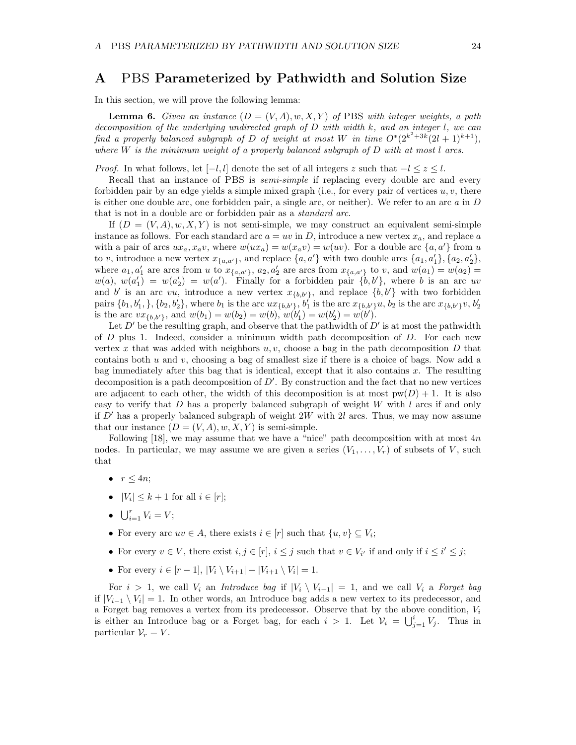## A PBS Parameterized by Pathwidth and Solution Size

In this section, we will prove the following lemma:

**Lemma 6.** *Given an instance $(D = (V, A), w, X, Y)$ of* PBS *with integer weights, a path decomposition of the underlying undirected graph of $D$ with width $k$, and an integer $l$, we can find a properly balanced subgraph of $D$ of weight at most $W$ in time $O^*(2^{k^2+3k}(2l+1)^{k+1})$, where $W$ is the minimum weight of a properly balanced subgraph of $D$ with at most $l$ arcs.*

*Proof.* In what follows, let $[-l, l]$ denote the set of all integers $z$ such that $-l \leq z \leq l$.

Recall that an instance of PBS is *semi-simple* if replacing every double arc and every forbidden pair by an edge yields a simple mixed graph (i.e., for every pair of vertices $u, v$, there is either one double arc, one forbidden pair, a single arc, or neither). We refer to an arc $a$ in $D$ that is not in a double arc or forbidden pair as a *standard arc*.

If $(D = (V, A), w, X, Y)$ is not semi-simple, we may construct an equivalent semi-simple instance as follows. For each standard arc $a = uv$ in $D$, introduce a new vertex $x_a$, and replace $a$ with a pair of arcs $ux_a, x_av$, where $w(ux_a) = w(x_av) = w(uv)$. For a double arc $\{a, a'\}$ from $u$ to $v$, introduce a new vertex $x_{\{a,a'\}}$, and replace $\{a, a'\}$ with two double arcs $\{a_1, a_1'\}, \{a_2, a_2'\}$, where $a_1, a_1'$ are arcs from $u$ to $x_{\{a,a'\}}$, $a_2, a_2'$ are arcs from $x_{\{a,a'\}}$ to $v$, and $w(a_1) = w(a_2) = w(a)$, $w(a_1') = w(a_2') = w(a')$. Finally for a forbidden pair $\{b, b'\}$, where $b$ is an arc $uv$ and $b'$ is an arc $vu$, introduce a new vertex $x_{\{b,b'\}}$, and replace $\{b, b'\}$ with two forbidden pairs $\{b_1, b_1',\}, \{b_2, b_2'\}$, where $b_1$ is the arc $ux_{\{b,b'\}}$, $b_1'$ is the arc $x_{\{b,b'\}}u$, $b_2$ is the arc $x_{\{b,b'\}}v$, $b_2'$ is the arc $vx_{\{b,b'\}}$, and $w(b_1) = w(b_2) = w(b)$, $w(b_1') = w(b_2') = w(b')$.

Let $D'$ be the resulting graph, and observe that the pathwidth of $D'$ is at most the pathwidth of $D$ plus 1. Indeed, consider a minimum width path decomposition of $D$. For each new vertex $x$ that was added with neighbors $u, v$, choose a bag in the path decomposition $D$ that contains both $u$ and $v$, choosing a bag of smallest size if there is a choice of bags. Now add a bag immediately after this bag that is identical, except that it also contains $x$. The resulting decomposition is a path decomposition of $D'$. By construction and the fact that no new vertices are adjacent to each other, the width of this decomposition is at most $\mathrm{pw}(D) + 1$. It is also easy to verify that $D$ has a properly balanced subgraph of weight $W$ with $l$ arcs if and only if $D'$ has a properly balanced subgraph of weight $2W$ with $2l$ arcs. Thus, we may now assume that our instance $(D = (V, A), w, X, Y)$ is semi-simple.

Following [18], we may assume that we have a "nice" path decomposition with at most $4n$ nodes. In particular, we may assume we are given a series $(V_1, \ldots, V_r)$ of subsets of $V$, such that

- $r \leq 4n$;
- $|V_i| \leq k + 1$ for all $i \in [r]$;
- $\bigcup_{i=1}^{r} V_i = V$;
- For every arc $uv \in A$, there exists $i \in [r]$ such that $\{u, v\} \subseteq V_i$;
- For every $v \in V$, there exist $i, j \in [r]$, $i \leq j$ such that $v \in V_{i'}$ if and only if $i \leq i' \leq j$;
- For every $i \in [r-1]$, $|V_i \setminus V_{i+1}| + |V_{i+1} \setminus V_i| = 1$.

For $i > 1$, we call $V_i$ an *Introduce bag* if $|V_i \setminus V_{i-1}| = 1$, and we call $V_i$ a *Forget bag* if $|V_{i-1} \setminus V_i| = 1$. In other words, an Introduce bag adds a new vertex to its predecessor, and a Forget bag removes a vertex from its predecessor. Observe that by the above condition, $V_i$ is either an Introduce bag or a Forget bag, for each $i > 1$. Let $\mathcal{V}_i = \bigcup_{j=1}^{i} V_j$. Thus in particular $\mathcal{V}_r = V$.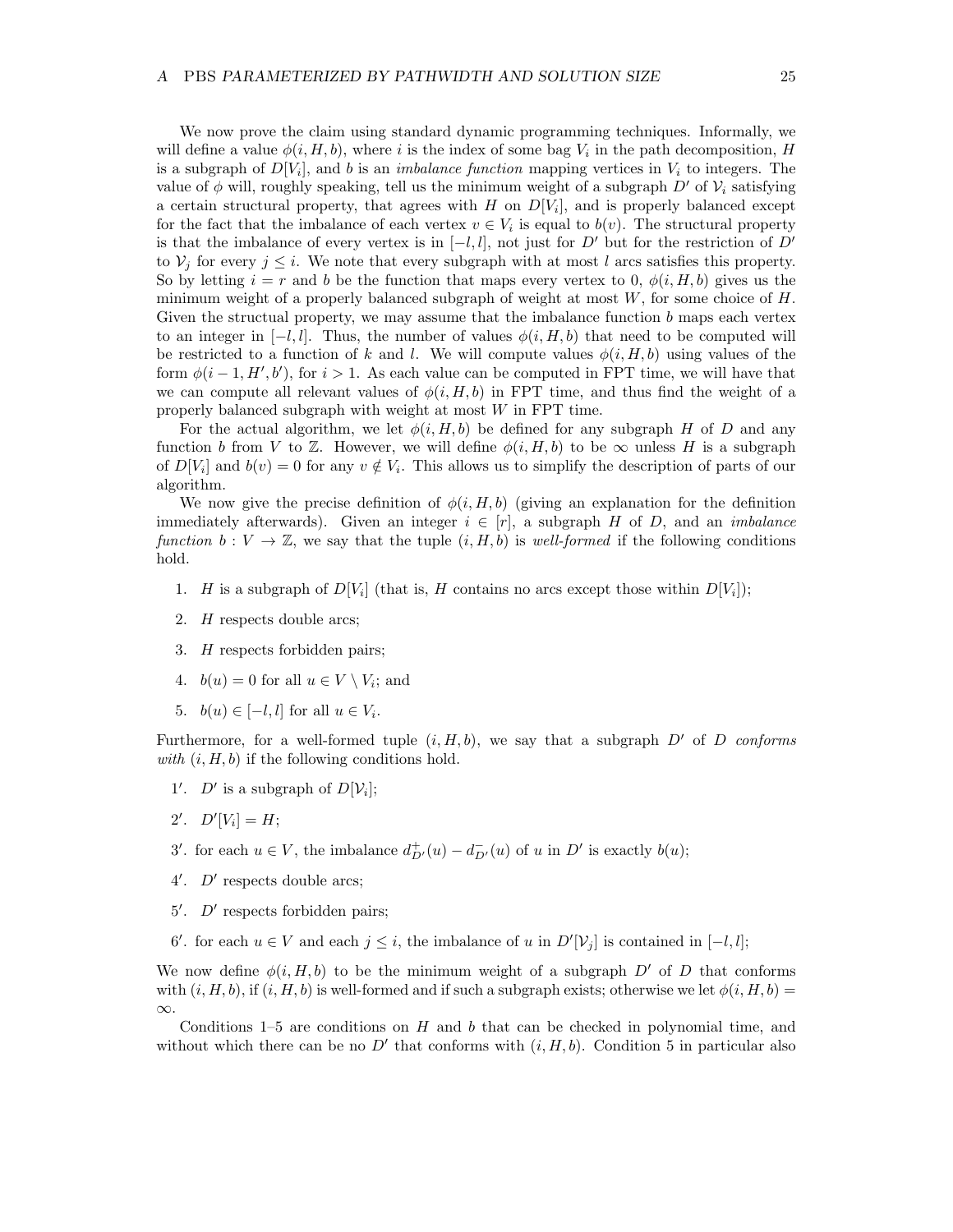We now prove the claim using standard dynamic programming techniques. Informally, we will define a value $\phi(i, H, b)$, where $i$ is the index of some bag $V_i$ in the path decomposition, $H$ is a subgraph of $D[V_i]$, and $b$ is an *imbalance function* mapping vertices in $V_i$ to integers. The value of $\phi$ will, roughly speaking, tell us the minimum weight of a subgraph $D'$ of $\mathcal{V}_i$ satisfying a certain structural property, that agrees with $H$ on $D[V_i]$, and is properly balanced except for the fact that the imbalance of each vertex $v \in V_i$ is equal to $b(v)$. The structural property is that the imbalance of every vertex is in $[-l, l]$, not just for $D'$ but for the restriction of $D'$ to $\mathcal{V}_j$ for every $j \leq i$. We note that every subgraph with at most $l$ arcs satisfies this property. So by letting $i = r$ and $b$ be the function that maps every vertex to 0, $\phi(i, H, b)$ gives us the minimum weight of a properly balanced subgraph of weight at most $W$, for some choice of $H$. Given the structual property, we may assume that the imbalance function $b$ maps each vertex to an integer in $[-l, l]$. Thus, the number of values $\phi(i, H, b)$ that need to be computed will be restricted to a function of $k$ and $l$. We will compute values $\phi(i, H, b)$ using values of the form $\phi(i-1, H', b')$, for $i > 1$. As each value can be computed in FPT time, we will have that we can compute all relevant values of $\phi(i, H, b)$ in FPT time, and thus find the weight of a properly balanced subgraph with weight at most $W$ in FPT time.

For the actual algorithm, we let $\phi(i, H, b)$ be defined for any subgraph $H$ of $D$ and any function $b$ from $V$ to $\mathbb{Z}$. However, we will define $\phi(i, H, b)$ to be $\infty$ unless $H$ is a subgraph of $D[V_i]$ and $b(v) = 0$ for any $v \notin V_i$. This allows us to simplify the description of parts of our algorithm.

We now give the precise definition of $\phi(i, H, b)$ (giving an explanation for the definition immediately afterwards). Given an integer $i \in [r]$, a subgraph $H$ of $D$, and an *imbalance function* $b : V \to \mathbb{Z}$, we say that the tuple $(i, H, b)$ is *well-formed* if the following conditions hold.

1. $H$ is a subgraph of $D[V_i]$ (that is, $H$ contains no arcs except those within $D[V_i]$);
2. $H$ respects double arcs;
3. $H$ respects forbidden pairs;
4. $b(u) = 0$ for all $u \in V \setminus V_i$; and
5. $b(u) \in [-l, l]$ for all $u \in V_i$.

Furthermore, for a well-formed tuple $(i, H, b)$, we say that a subgraph $D'$ of $D$ *conforms with* $(i, H, b)$ if the following conditions hold.

1′. $D'$ is a subgraph of $D[\mathcal{V}_i]$;

2′. $D'[V_i] = H$;

3′. for each $u \in V$, the imbalance $d^+_{D'}(u) - d^-_{D'}(u)$ of $u$ in $D'$ is exactly $b(u)$;

4′. $D'$ respects double arcs;

5′. $D'$ respects forbidden pairs;

6′. for each $u \in V$ and each $j \leq i$, the imbalance of $u$ in $D'[\mathcal{V}_j]$ is contained in $[-l, l]$;

We now define $\phi(i, H, b)$ to be the minimum weight of a subgraph $D'$ of $D$ that conforms with $(i, H, b)$, if $(i, H, b)$ is well-formed and if such a subgraph exists; otherwise we let $\phi(i, H, b) = \infty$.

Conditions 1–5 are conditions on $H$ and $b$ that can be checked in polynomial time, and without which there can be no $D'$ that conforms with $(i, H, b)$. Condition 5 in particular also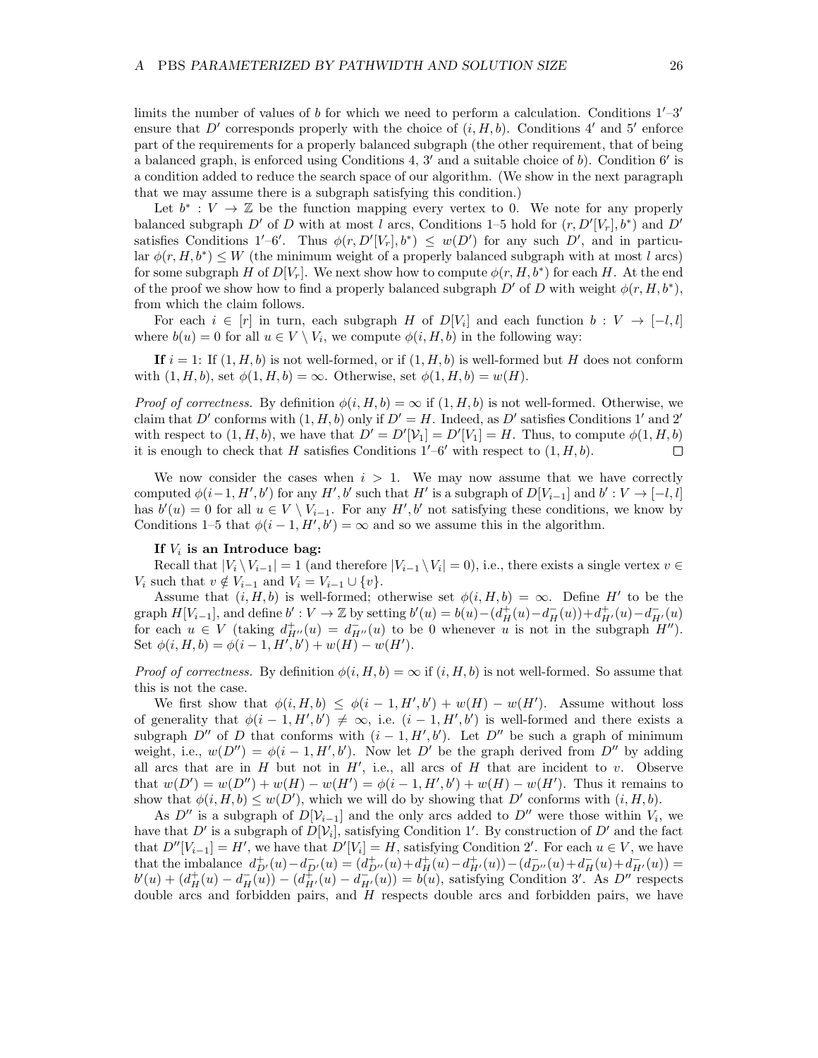limits the number of values of $b$ for which we need to perform a calculation. Conditions $1'$–$3'$ ensure that $D'$ corresponds properly with the choice of $(i, H, b)$. Conditions $4'$ and $5'$ enforce part of the requirements for a properly balanced subgraph (the other requirement, that of being a balanced graph, is enforced using Conditions 4, $3'$ and a suitable choice of $b$). Condition $6'$ is a condition added to reduce the search space of our algorithm. (We show in the next paragraph that we may assume there is a subgraph satisfying this condition.)

Let $b^* : V \to \mathbb{Z}$ be the function mapping every vertex to 0. We note for any properly balanced subgraph $D'$ of $D$ with at most $l$ arcs, Conditions 1–5 hold for $(r, D'[V_r], b^*)$ and $D'$ satisfies Conditions $1'$–$6'$. Thus $\phi(r, D'[V_r], b^*) \le w(D')$ for any such $D'$, and in particular $\phi(r, H, b^*) \le W$ (the minimum weight of a properly balanced subgraph with at most $l$ arcs) for some subgraph $H$ of $D[V_r]$. We next show how to compute $\phi(r, H, b^*)$ for each $H$. At the end of the proof we show how to find a properly balanced subgraph $D'$ of $D$ with weight $\phi(r, H, b^*)$, from which the claim follows.

For each $i \in [r]$ in turn, each subgraph $H$ of $D[V_i]$ and each function $b : V \to [-l, l]$ where $b(u) = 0$ for all $u \in V \setminus V_i$, we compute $\phi(i, H, b)$ in the following way:

**If** $i = 1$: If $(1, H, b)$ is not well-formed, or if $(1, H, b)$ is well-formed but $H$ does not conform with $(1, H, b)$, set $\phi(1, H, b) = \infty$. Otherwise, set $\phi(1, H, b) = w(H)$.

*Proof of correctness.* By definition $\phi(i, H, b) = \infty$ if $(1, H, b)$ is not well-formed. Otherwise, we claim that $D'$ conforms with $(1, H, b)$ only if $D' = H$. Indeed, as $D'$ satisfies Conditions $1'$ and $2'$ with respect to $(1, H, b)$, we have that $D' = D'[\mathcal{V}_1] = D'[V_1] = H$. Thus, to compute $\phi(1, H, b)$ it is enough to check that $H$ satisfies Conditions $1'$–$6'$ with respect to $(1, H, b)$. □

We now consider the cases when $i > 1$. We may now assume that we have correctly computed $\phi(i-1, H', b')$ for any $H', b'$ such that $H'$ is a subgraph of $D[V_{i-1}]$ and $b' : V \to [-l, l]$ has $b'(u) = 0$ for all $u \in V \setminus V_{i-1}$. For any $H', b'$ not satisfying these conditions, we know by Conditions 1–5 that $\phi(i-1, H', b') = \infty$ and so we assume this in the algorithm.

**If $V_i$ is an Introduce bag:**

Recall that $|V_i \setminus V_{i-1}| = 1$ (and therefore $|V_{i-1} \setminus V_i| = 0$), i.e., there exists a single vertex $v \in V_i$ such that $v \notin V_{i-1}$ and $V_i = V_{i-1} \cup \{v\}$.

Assume that $(i, H, b)$ is well-formed; otherwise set $\phi(i, H, b) = \infty$. Define $H'$ to be the graph $H[V_{i-1}]$, and define $b' : V \to \mathbb{Z}$ by setting $b'(u) = b(u) - (d^+_H(u) - d^-_H(u)) + d^+_{H'}(u) - d^-_{H'}(u)$ for each $u \in V$ (taking $d^+_{H''}(u) = d^-_{H''}(u)$ to be 0 whenever $u$ is not in the subgraph $H''$). Set $\phi(i, H, b) = \phi(i-1, H', b') + w(H) - w(H')$.

*Proof of correctness.* By definition $\phi(i, H, b) = \infty$ if $(i, H, b)$ is not well-formed. So assume that this is not the case.

We first show that $\phi(i, H, b) \le \phi(i-1, H', b') + w(H) - w(H')$. Assume without loss of generality that $\phi(i-1, H', b') \ne \infty$, i.e. $(i-1, H', b')$ is well-formed and there exists a subgraph $D''$ of $D$ that conforms with $(i-1, H', b')$. Let $D''$ be such a graph of minimum weight, i.e., $w(D'') = \phi(i-1, H', b')$. Now let $D'$ be the graph derived from $D''$ by adding all arcs that are in $H$ but not in $H'$, i.e., all arcs of $H$ that are incident to $v$. Observe that $w(D') = w(D'') + w(H) - w(H') = \phi(i-1, H', b') + w(H) - w(H')$. Thus it remains to show that $\phi(i, H, b) \le w(D')$, which we will do by showing that $D'$ conforms with $(i, H, b)$.

As $D''$ is a subgraph of $D[\mathcal{V}_{i-1}]$ and the only arcs added to $D''$ were those within $V_i$, we have that $D'$ is a subgraph of $D[\mathcal{V}_i]$, satisfying Condition $1'$. By construction of $D'$ and the fact that $D''[V_{i-1}] = H'$, we have that $D'[V_i] = H$, satisfying Condition $2'$. For each $u \in V$, we have that the imbalance $d^+_{D'}(u) - d^-_{D'}(u) = (d^+_{D''}(u) + d^+_H(u) - d^+_{H'}(u)) - (d^-_{D''}(u) + d^-_H(u) + d^-_{H'}(u)) = b'(u) + (d^+_H(u) - d^-_H(u)) - (d^+_{H'}(u) - d^-_{H'}(u)) = b(u)$, satisfying Condition $3'$. As $D''$ respects double arcs and forbidden pairs, and $H$ respects double arcs and forbidden pairs, we have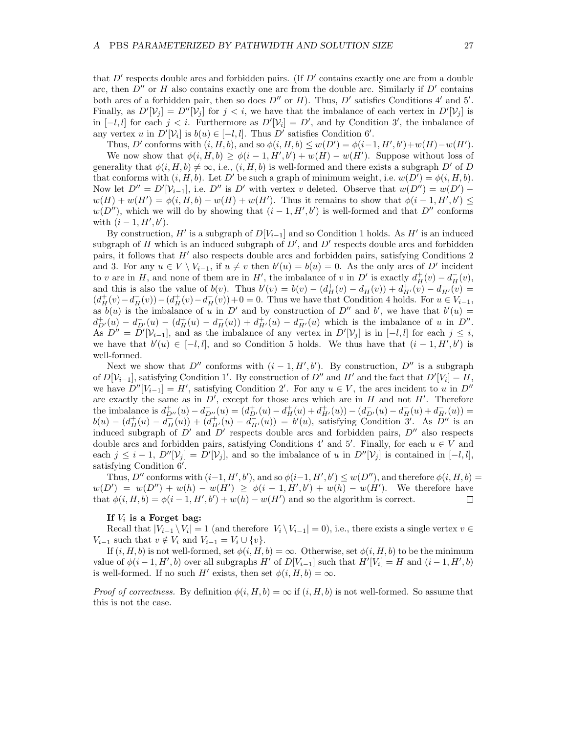that $D'$ respects double arcs and forbidden pairs. (If $D'$ contains exactly one arc from a double arc, then $D''$ or $H$ also contains exactly one arc from the double arc. Similarly if $D'$ contains both arcs of a forbidden pair, then so does $D''$ or $H$). Thus, $D'$ satisfies Conditions $4'$ and $5'$. Finally, as $D'[\mathcal{V}_j] = D''[\mathcal{V}_j]$ for $j < i$, we have that the imbalance of each vertex in $D'[\mathcal{V}_j]$ is in $[-l, l]$ for each $j < i$. Furthermore as $D'[\mathcal{V}_i] = D'$, and by Condition $3'$, the imbalance of any vertex $u$ in $D'[\mathcal{V}_i]$ is $b(u) \in [-l, l]$. Thus $D'$ satisfies Condition $6'$.

Thus, $D'$ conforms with $(i, H, b)$, and so $\phi(i, H, b) \leq w(D') = \phi(i-1, H', b') + w(H) - w(H')$.

We now show that $\phi(i, H, b) \geq \phi(i-1, H', b') + w(H) - w(H')$. Suppose without loss of generality that $\phi(i, H, b) \neq \infty$, i.e., $(i, H, b)$ is well-formed and there exists a subgraph $D'$ of $D$ that conforms with $(i, H, b)$. Let $D'$ be such a graph of minimum weight, i.e. $w(D') = \phi(i, H, b)$. Now let $D'' = D'[\mathcal{V}_{i-1}]$, i.e. $D''$ is $D'$ with vertex $v$ deleted. Observe that $w(D'') = w(D') - w(H) + w(H') = \phi(i, H, b) - w(H) + w(H')$. Thus it remains to show that $\phi(i-1, H', b') \leq w(D'')$, which we will do by showing that $(i-1, H', b')$ is well-formed and that $D''$ conforms with $(i-1, H', b')$.

By construction, $H'$ is a subgraph of $D[V_{i-1}]$ and so Condition 1 holds. As $H'$ is an induced subgraph of $H$ which is an induced subgraph of $D'$, and $D'$ respects double arcs and forbidden pairs, it follows that $H'$ also respects double arcs and forbidden pairs, satisfying Conditions 2 and 3. For any $u \in V \setminus V_{i-1}$, if $u \neq v$ then $b'(u) = b(u) = 0$. As the only arcs of $D'$ incident to $v$ are in $H$, and none of them are in $H'$, the imbalance of $v$ in $D'$ is exactly $d^+_H(v) - d^-_H(v)$, and this is also the value of $b(v)$. Thus $b'(v) = b(v) - (d^+_H(v) - d^-_H(v)) + d^+_{H'}(v) - d^-_{H'}(v) = (d^+_H(v) - d^-_H(v)) - (d^+_H(v) - d^-_H(v)) + 0 = 0$. Thus we have that Condition 4 holds. For $u \in V_{i-1}$, as $b(u)$ is the imbalance of $u$ in $D'$ and by construction of $D''$ and $b'$, we have that $b'(u) = d^+_{D'}(u) - d^-_{D'}(u) - (d^+_H(u) - d^-_H(u)) + d^+_{H'}(u) - d^-_{H'}(u)$ which is the imbalance of $u$ in $D''$. As $D'' = D'[\mathcal{V}_{i-1}]$, and as the imbalance of any vertex in $D'[\mathcal{V}_j]$ is in $[-l, l]$ for each $j \leq i$, we have that $b'(u) \in [-l, l]$, and so Condition 5 holds. We thus have that $(i-1, H', b')$ is well-formed.

Next we show that $D''$ conforms with $(i-1, H', b')$. By construction, $D''$ is a subgraph of $D[\mathcal{V}_{i-1}]$, satisfying Condition $1'$. By construction of $D''$ and $H'$ and the fact that $D'[V_i] = H$, we have $D''[V_{i-1}] = H'$, satisfying Condition $2'$. For any $u \in V$, the arcs incident to $u$ in $D''$ are exactly the same as in $D'$, except for those arcs which are in $H$ and not $H'$. Therefore the imbalance is $d^+_{D''}(u) - d^-_{D''}(u) = (d^+_{D'}(u) - d^+_H(u) + d^+_{H'}(u)) - (d^-_{D'}(u) - d^-_H(u) + d^-_{H'}(u)) = b(u) - (d^+_H(u) - d^-_H(u)) + (d^+_{H'}(u) - d^-_{H'}(u)) = b'(u)$, satisfying Condition $3'$. As $D''$ is an induced subgraph of $D'$ and $D'$ respects double arcs and forbidden pairs, $D''$ also respects double arcs and forbidden pairs, satisfying Conditions $4'$ and $5'$. Finally, for each $u \in V$ and each $j \leq i-1$, $D''[\mathcal{V}_j] = D'[\mathcal{V}_j]$, and so the imbalance of $u$ in $D''[\mathcal{V}_j]$ is contained in $[-l, l]$, satisfying Condition $6'$.

Thus, $D''$ conforms with $(i-1, H', b')$, and so $\phi(i-1, H', b') \leq w(D'')$, and therefore $\phi(i, H, b) = w(D') = w(D'') + w(h) - w(H') \geq \phi(i-1, H', b') + w(h) - w(H')$. We therefore have that $\phi(i, H, b) = \phi(i-1, H', b') + w(h) - w(H')$ and so the algorithm is correct. $\square$

**If $V_i$ is a Forget bag:**

Recall that $|V_{i-1} \setminus V_i| = 1$ (and therefore $|V_i \setminus V_{i-1}| = 0$), i.e., there exists a single vertex $v \in V_{i-1}$ such that $v \notin V_i$ and $V_{i-1} = V_i \cup \{v\}$.

If $(i, H, b)$ is not well-formed, set $\phi(i, H, b) = \infty$. Otherwise, set $\phi(i, H, b)$ to be the minimum value of $\phi(i-1, H', b)$ over all subgraphs $H'$ of $D[V_{i-1}]$ such that $H'[V_i] = H$ and $(i-1, H', b)$ is well-formed. If no such $H'$ exists, then set $\phi(i, H, b) = \infty$.

*Proof of correctness.* By definition $\phi(i, H, b) = \infty$ if $(i, H, b)$ is not well-formed. So assume that this is not the case.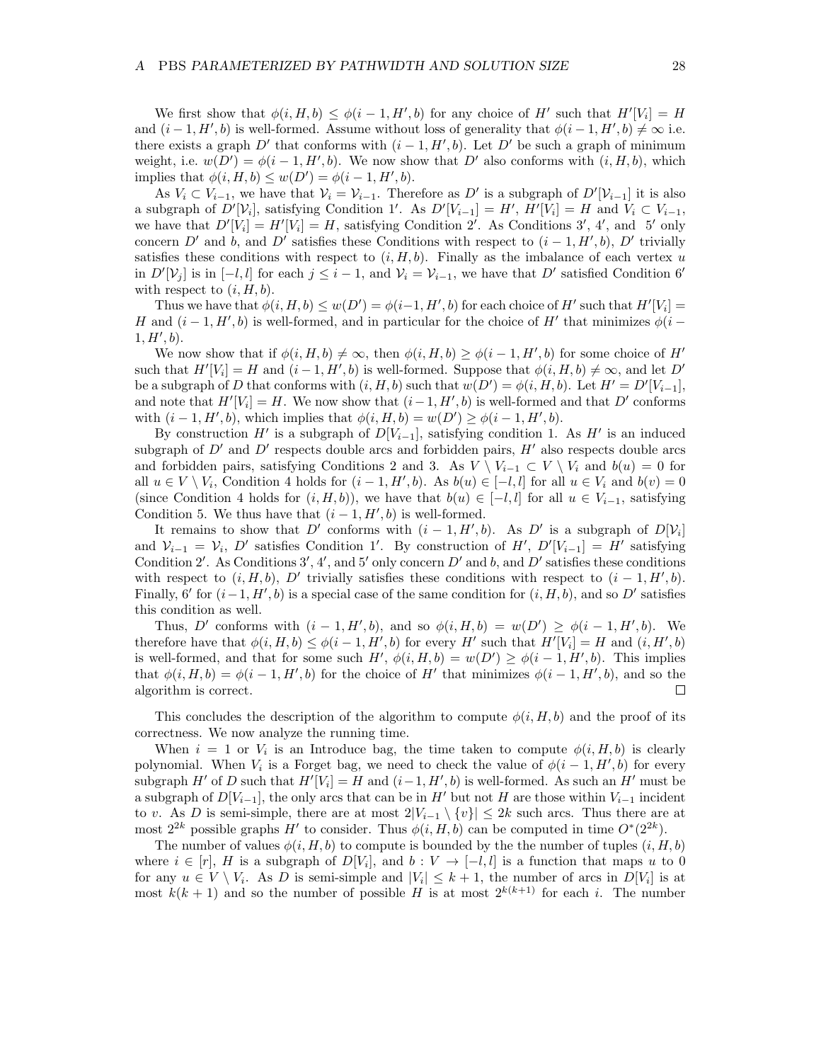We first show that $\phi(i, H, b) \leq \phi(i-1, H', b)$ for any choice of $H'$ such that $H'[V_i] = H$ and $(i-1, H', b)$ is well-formed. Assume without loss of generality that $\phi(i-1, H', b) \neq \infty$ i.e. there exists a graph $D'$ that conforms with $(i-1, H', b)$. Let $D'$ be such a graph of minimum weight, i.e. $w(D') = \phi(i-1, H', b)$. We now show that $D'$ also conforms with $(i, H, b)$, which implies that $\phi(i, H, b) \leq w(D') = \phi(i-1, H', b)$.

As $V_i \subset V_{i-1}$, we have that $\mathcal{V}_i = \mathcal{V}_{i-1}$. Therefore as $D'$ is a subgraph of $D'[\mathcal{V}_{i-1}]$ it is also a subgraph of $D'[\mathcal{V}_i]$, satisfying Condition $1'$. As $D'[V_{i-1}] = H'$, $H'[V_i] = H$ and $V_i \subset V_{i-1}$, we have that $D'[V_i] = H'[V_i] = H$, satisfying Condition $2'$. As Conditions $3'$, $4'$, and $5'$ only concern $D'$ and $b$, and $D'$ satisfies these Conditions with respect to $(i-1, H', b)$, $D'$ trivially satisfies these conditions with respect to $(i, H, b)$. Finally as the imbalance of each vertex $u$ in $D'[\mathcal{V}_j]$ is in $[-l, l]$ for each $j \leq i-1$, and $\mathcal{V}_i = \mathcal{V}_{i-1}$, we have that $D'$ satisfied Condition $6'$ with respect to $(i, H, b)$.

Thus we have that $\phi(i, H, b) \leq w(D') = \phi(i-1, H', b)$ for each choice of $H'$ such that $H'[V_i] = H$ and $(i-1, H', b)$ is well-formed, and in particular for the choice of $H'$ that minimizes $\phi(i-1, H', b)$.

We now show that if $\phi(i, H, b) \neq \infty$, then $\phi(i, H, b) \geq \phi(i-1, H', b)$ for some choice of $H'$ such that $H'[V_i] = H$ and $(i-1, H', b)$ is well-formed. Suppose that $\phi(i, H, b) \neq \infty$, and let $D'$ be a subgraph of $D$ that conforms with $(i, H, b)$ such that $w(D') = \phi(i, H, b)$. Let $H' = D'[V_{i-1}]$, and note that $H'[V_i] = H$. We now show that $(i-1, H', b)$ is well-formed and that $D'$ conforms with $(i-1, H', b)$, which implies that $\phi(i, H, b) = w(D') \geq \phi(i-1, H', b)$.

By construction $H'$ is a subgraph of $D[V_{i-1}]$, satisfying condition 1. As $H'$ is an induced subgraph of $D'$ and $D'$ respects double arcs and forbidden pairs, $H'$ also respects double arcs and forbidden pairs, satisfying Conditions 2 and 3. As $V \setminus V_{i-1} \subset V \setminus V_i$ and $b(u) = 0$ for all $u \in V \setminus V_i$, Condition 4 holds for $(i-1, H', b)$. As $b(u) \in [-l, l]$ for all $u \in V_i$ and $b(v) = 0$ (since Condition 4 holds for $(i, H, b)$), we have that $b(u) \in [-l, l]$ for all $u \in V_{i-1}$, satisfying Condition 5. We thus have that $(i-1, H', b)$ is well-formed.

It remains to show that $D'$ conforms with $(i-1, H', b)$. As $D'$ is a subgraph of $D[\mathcal{V}_i]$ and $\mathcal{V}_{i-1} = \mathcal{V}_i$, $D'$ satisfies Condition $1'$. By construction of $H'$, $D'[V_{i-1}] = H'$ satisfying Condition $2'$. As Conditions $3'$, $4'$, and $5'$ only concern $D'$ and $b$, and $D'$ satisfies these conditions with respect to $(i, H, b)$, $D'$ trivially satisfies these conditions with respect to $(i-1, H', b)$. Finally, $6'$ for $(i-1, H', b)$ is a special case of the same condition for $(i, H, b)$, and so $D'$ satisfies this condition as well.

Thus, $D'$ conforms with $(i-1, H', b)$, and so $\phi(i, H, b) = w(D') \geq \phi(i-1, H', b)$. We therefore have that $\phi(i, H, b) \leq \phi(i-1, H', b)$ for every $H'$ such that $H'[V_i] = H$ and $(i, H', b)$ is well-formed, and that for some such $H'$, $\phi(i, H, b) = w(D') \geq \phi(i-1, H', b)$. This implies that $\phi(i, H, b) = \phi(i-1, H', b)$ for the choice of $H'$ that minimizes $\phi(i-1, H', b)$, and so the algorithm is correct. ☐

This concludes the description of the algorithm to compute $\phi(i, H, b)$ and the proof of its correctness. We now analyze the running time.

When $i = 1$ or $V_i$ is an Introduce bag, the time taken to compute $\phi(i, H, b)$ is clearly polynomial. When $V_i$ is a Forget bag, we need to check the value of $\phi(i-1, H', b)$ for every subgraph $H'$ of $D$ such that $H'[V_i] = H$ and $(i-1, H', b)$ is well-formed. As such an $H'$ must be a subgraph of $D[V_{i-1}]$, the only arcs that can be in $H'$ but not $H$ are those within $V_{i-1}$ incident to $v$. As $D$ is semi-simple, there are at most $2|V_{i-1} \setminus \{v\}| \leq 2k$ such arcs. Thus there are at most $2^{2k}$ possible graphs $H'$ to consider. Thus $\phi(i, H, b)$ can be computed in time $O^*(2^{2k})$.

The number of values $\phi(i, H, b)$ to compute is bounded by the the number of tuples $(i, H, b)$ where $i \in [r]$, $H$ is a subgraph of $D[V_i]$, and $b : V \to [-l, l]$ is a function that maps $u$ to 0 for any $u \in V \setminus V_i$. As $D$ is semi-simple and $|V_i| \leq k+1$, the number of arcs in $D[V_i]$ is at most $k(k+1)$ and so the number of possible $H$ is at most $2^{k(k+1)}$ for each $i$. The number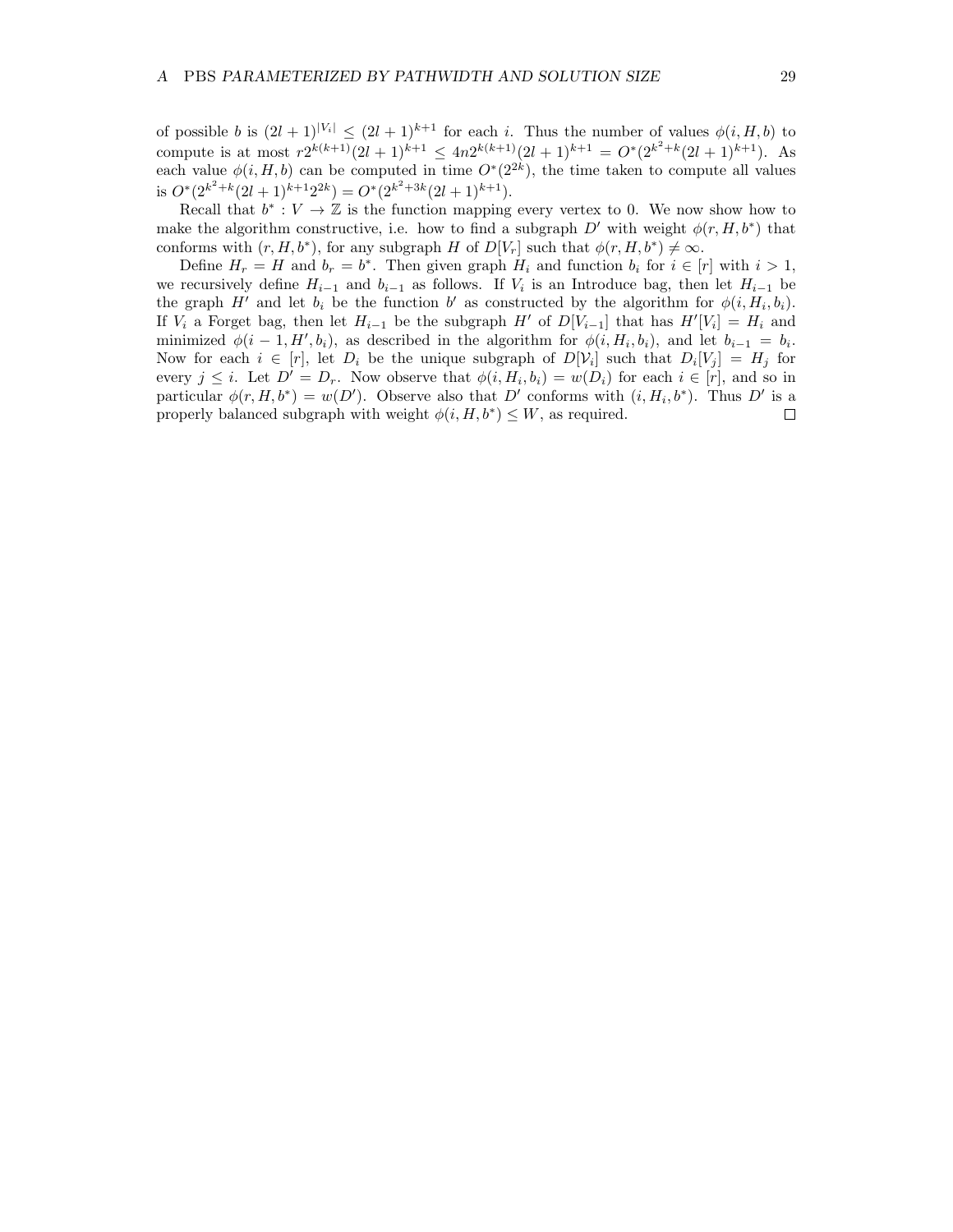of possible $b$ is $(2l+1)^{|V_i|} \leq (2l+1)^{k+1}$ for each $i$. Thus the number of values $\phi(i, H, b)$ to compute is at most $r2^{k(k+1)}(2l+1)^{k+1} \leq 4n2^{k(k+1)}(2l+1)^{k+1} = O^*(2^{k^2+k}(2l+1)^{k+1})$. As each value $\phi(i, H, b)$ can be computed in time $O^*(2^{2k})$, the time taken to compute all values is $O^*(2^{k^2+k}(2l+1)^{k+1}2^{2k}) = O^*(2^{k^2+3k}(2l+1)^{k+1})$.

Recall that $b^* : V \to \mathbb{Z}$ is the function mapping every vertex to 0. We now show how to make the algorithm constructive, i.e. how to find a subgraph $D'$ with weight $\phi(r, H, b^*)$ that conforms with $(r, H, b^*)$, for any subgraph $H$ of $D[V_r]$ such that $\phi(r, H, b^*) \neq \infty$.

Define $H_r = H$ and $b_r = b^*$. Then given graph $H_i$ and function $b_i$ for $i \in [r]$ with $i > 1$, we recursively define $H_{i-1}$ and $b_{i-1}$ as follows. If $V_i$ is an Introduce bag, then let $H_{i-1}$ be the graph $H'$ and let $b_i$ be the function $b'$ as constructed by the algorithm for $\phi(i, H_i, b_i)$. If $V_i$ a Forget bag, then let $H_{i-1}$ be the subgraph $H'$ of $D[V_{i-1}]$ that has $H'[V_i] = H_i$ and minimized $\phi(i-1, H', b_i)$, as described in the algorithm for $\phi(i, H_i, b_i)$, and let $b_{i-1} = b_i$. Now for each $i \in [r]$, let $D_i$ be the unique subgraph of $D[\mathcal{V}_i]$ such that $D_i[V_j] = H_j$ for every $j \leq i$. Let $D' = D_r$. Now observe that $\phi(i, H_i, b_i) = w(D_i)$ for each $i \in [r]$, and so in particular $\phi(r, H, b^*) = w(D')$. Observe also that $D'$ conforms with $(i, H_i, b^*)$. Thus $D'$ is a properly balanced subgraph with weight $\phi(i, H, b^*) \leq W$, as required. □